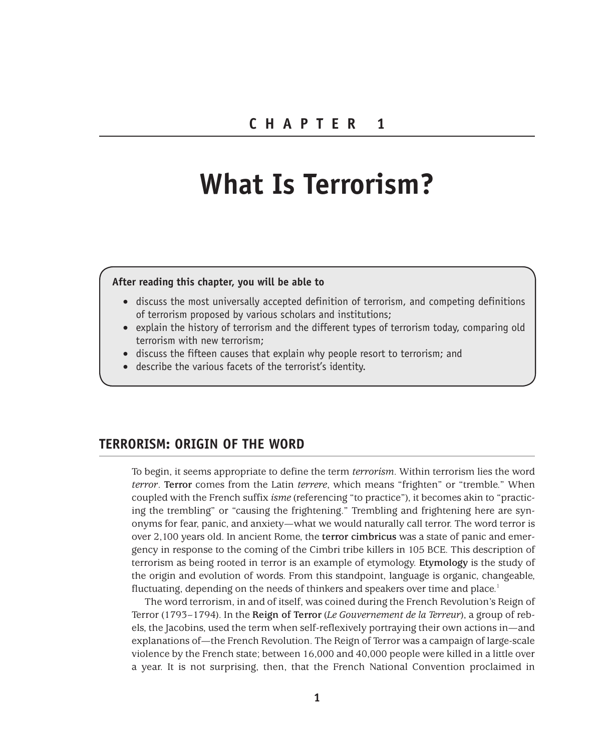# CHAPTER 1

# What Is Terrorism?

**After reading this chapter, you will be able to**

- discuss the most universally accepted definition of terrorism, and competing definitions of terrorism proposed by various scholars and institutions;
- explain the history of terrorism and the different types of terrorism today, comparing old terrorism with new terrorism;
- discuss the fifteen causes that explain why people resort to terrorism; and
- describe the various facets of the terrorist's identity.

## TERRORISM: ORIGIN OF THE WORD

To begin, it seems appropriate to define the term *terrorism*. Within terrorism lies the word *terror*. **Terror** comes from the Latin *terrere*, which means "frighten" or "tremble." When coupled with the French suffix *isme* (referencing "to practice"), it becomes akin to "practicing the trembling" or "causing the frightening." Trembling and frightening here are synonyms for fear, panic, and anxiety—what we would naturally call terror. The word terror is over 2,100 years old. In ancient Rome, the **terror cimbricus** was a state of panic and emergency in response to the coming of the Cimbri tribe killers in 105 BCE. This description of terrorism as being rooted in terror is an example of etymology. **Etymology** is the study of the origin and evolution of words. From this standpoint, language is organic, changeable, fluctuating, depending on the needs of thinkers and speakers over time and place.[1]

The word terrorism, in and of itself, was coined during the French Revolution's Reign of Terror (1793–1794). In the **Reign of Terror** (*Le Gouvernement de la Terreur*), a group of rebels, the Jacobins, used the term when self-reflexively portraying their own actions in—and explanations of—the French Revolution. The Reign of Terror was a campaign of large-scale violence by the French state; between 16,000 and 40,000 people were killed in a little over a year. It is not surprising, then, that the French National Convention proclaimed in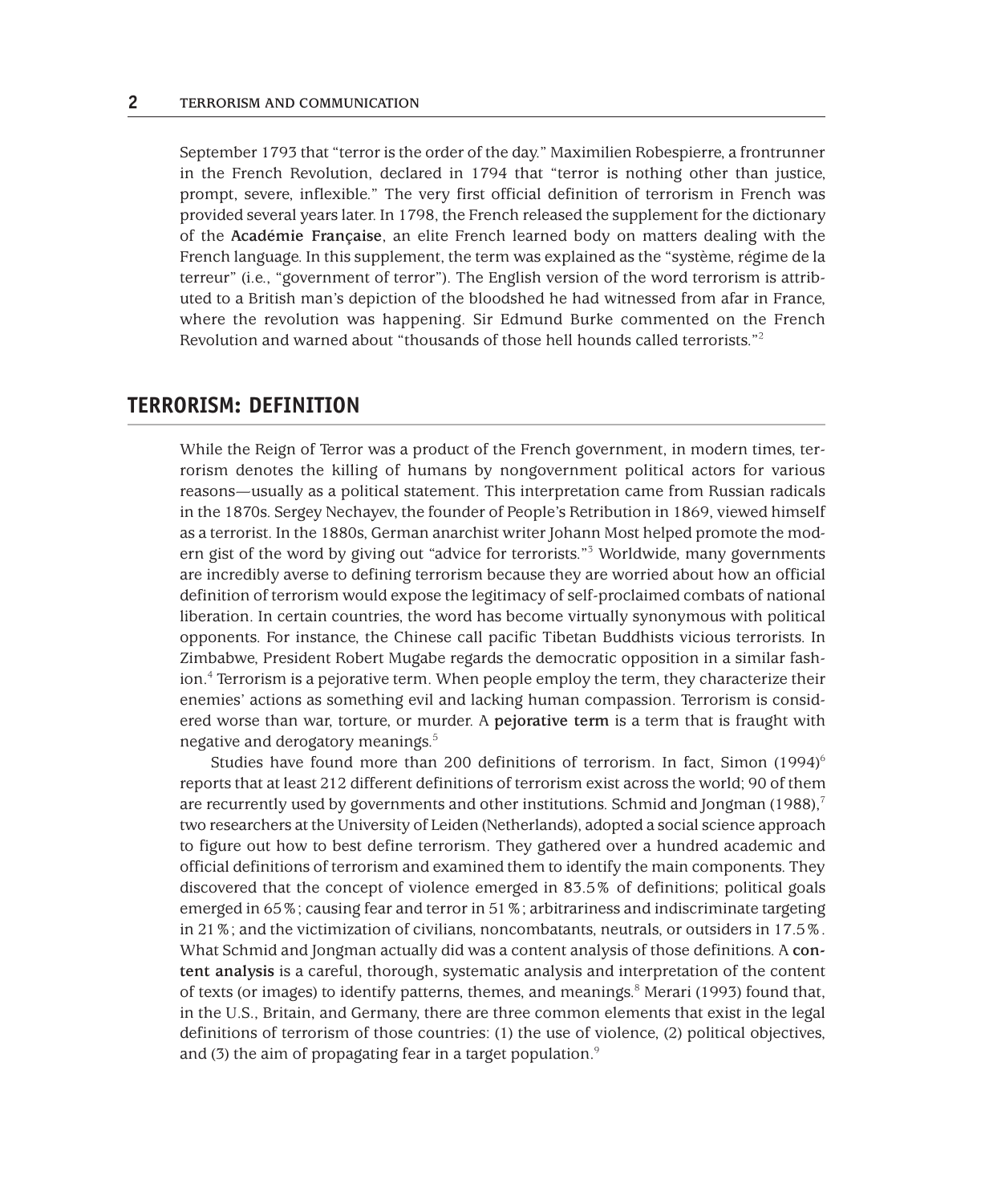September 1793 that "terror is the order of the day." Maximilien Robespierre, a frontrunner in the French Revolution, declared in 1794 that "terror is nothing other than justice, prompt, severe, inflexible." The very first official definition of terrorism in French was provided several years later. In 1798, the French released the supplement for the dictionary of the **Académie Française**, an elite French learned body on matters dealing with the French language. In this supplement, the term was explained as the "système, régime de la terreur" (i.e., "government of terror"). The English version of the word terrorism is attributed to a British man's depiction of the bloodshed he had witnessed from afar in France, where the revolution was happening. Sir Edmund Burke commented on the French Revolution and warned about "thousands of those hell hounds called terrorists."[2]

## TERRORISM: DEFINITION

While the Reign of Terror was a product of the French government, in modern times, terrorism denotes the killing of humans by nongovernment political actors for various reasons—usually as a political statement. This interpretation came from Russian radicals in the 1870s. Sergey Nechayev, the founder of People's Retribution in 1869, viewed himself as a terrorist. In the 1880s, German anarchist writer Johann Most helped promote the modern gist of the word by giving out "advice for terrorists."[3] Worldwide, many governments are incredibly averse to defining terrorism because they are worried about how an official definition of terrorism would expose the legitimacy of self-proclaimed combats of national liberation. In certain countries, the word has become virtually synonymous with political opponents. For instance, the Chinese call pacific Tibetan Buddhists vicious terrorists. In Zimbabwe, President Robert Mugabe regards the democratic opposition in a similar fashion.[4] Terrorism is a pejorative term. When people employ the term, they characterize their enemies' actions as something evil and lacking human compassion. Terrorism is considered worse than war, torture, or murder. A **pejorative term** is a term that is fraught with negative and derogatory meanings.[5]

Studies have found more than 200 definitions of terrorism. In fact, Simon (1994)[6] reports that at least 212 different definitions of terrorism exist across the world; 90 of them are recurrently used by governments and other institutions. Schmid and Jongman (1988),[7] two researchers at the University of Leiden (Netherlands), adopted a social science approach to figure out how to best define terrorism. They gathered over a hundred academic and official definitions of terrorism and examined them to identify the main components. They discovered that the concept of violence emerged in 83.5% of definitions; political goals emerged in 65%; causing fear and terror in 51%; arbitrariness and indiscriminate targeting in 21%; and the victimization of civilians, noncombatants, neutrals, or outsiders in 17.5%. What Schmid and Jongman actually did was a content analysis of those definitions. A **content analysis** is a careful, thorough, systematic analysis and interpretation of the content of texts (or images) to identify patterns, themes, and meanings.[8] Merari (1993) found that, in the U.S., Britain, and Germany, there are three common elements that exist in the legal definitions of terrorism of those countries: (1) the use of violence, (2) political objectives, and (3) the aim of propagating fear in a target population.[9]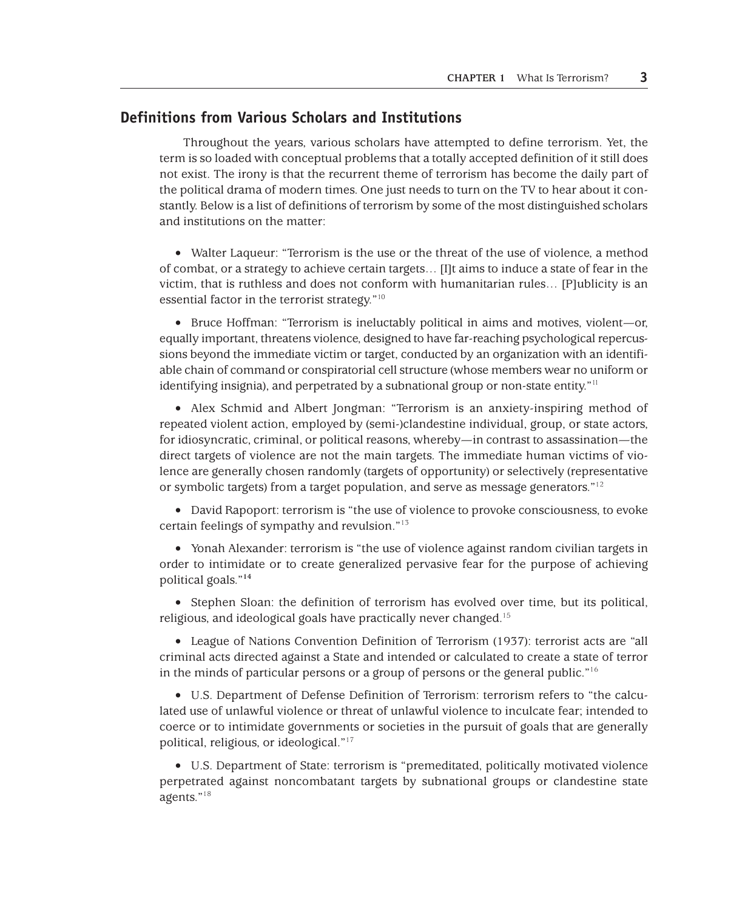## Definitions from Various Scholars and Institutions

Throughout the years, various scholars have attempted to define terrorism. Yet, the term is so loaded with conceptual problems that a totally accepted definition of it still does not exist. The irony is that the recurrent theme of terrorism has become the daily part of the political drama of modern times. One just needs to turn on the TV to hear about it constantly. Below is a list of definitions of terrorism by some of the most distinguished scholars and institutions on the matter:

- Walter Laqueur: "Terrorism is the use or the threat of the use of violence, a method of combat, or a strategy to achieve certain targets… [I]t aims to induce a state of fear in the victim, that is ruthless and does not conform with humanitarian rules… [P]ublicity is an essential factor in the terrorist strategy."[10]

- Bruce Hoffman: "Terrorism is ineluctably political in aims and motives, violent—or, equally important, threatens violence, designed to have far-reaching psychological repercussions beyond the immediate victim or target, conducted by an organization with an identifiable chain of command or conspiratorial cell structure (whose members wear no uniform or identifying insignia), and perpetrated by a subnational group or non-state entity."[11]

- Alex Schmid and Albert Jongman: "Terrorism is an anxiety-inspiring method of repeated violent action, employed by (semi-)clandestine individual, group, or state actors, for idiosyncratic, criminal, or political reasons, whereby—in contrast to assassination—the direct targets of violence are not the main targets. The immediate human victims of violence are generally chosen randomly (targets of opportunity) or selectively (representative or symbolic targets) from a target population, and serve as message generators."[12]

- David Rapoport: terrorism is "the use of violence to provoke consciousness, to evoke certain feelings of sympathy and revulsion."[13]

- Yonah Alexander: terrorism is "the use of violence against random civilian targets in order to intimidate or to create generalized pervasive fear for the purpose of achieving political goals."[14]

- Stephen Sloan: the definition of terrorism has evolved over time, but its political, religious, and ideological goals have practically never changed.[15]

- League of Nations Convention Definition of Terrorism (1937): terrorist acts are "all criminal acts directed against a State and intended or calculated to create a state of terror in the minds of particular persons or a group of persons or the general public."[16]

- U.S. Department of Defense Definition of Terrorism: terrorism refers to "the calculated use of unlawful violence or threat of unlawful violence to inculcate fear; intended to coerce or to intimidate governments or societies in the pursuit of goals that are generally political, religious, or ideological."[17]

- U.S. Department of State: terrorism is "premeditated, politically motivated violence perpetrated against noncombatant targets by subnational groups or clandestine state agents."[18]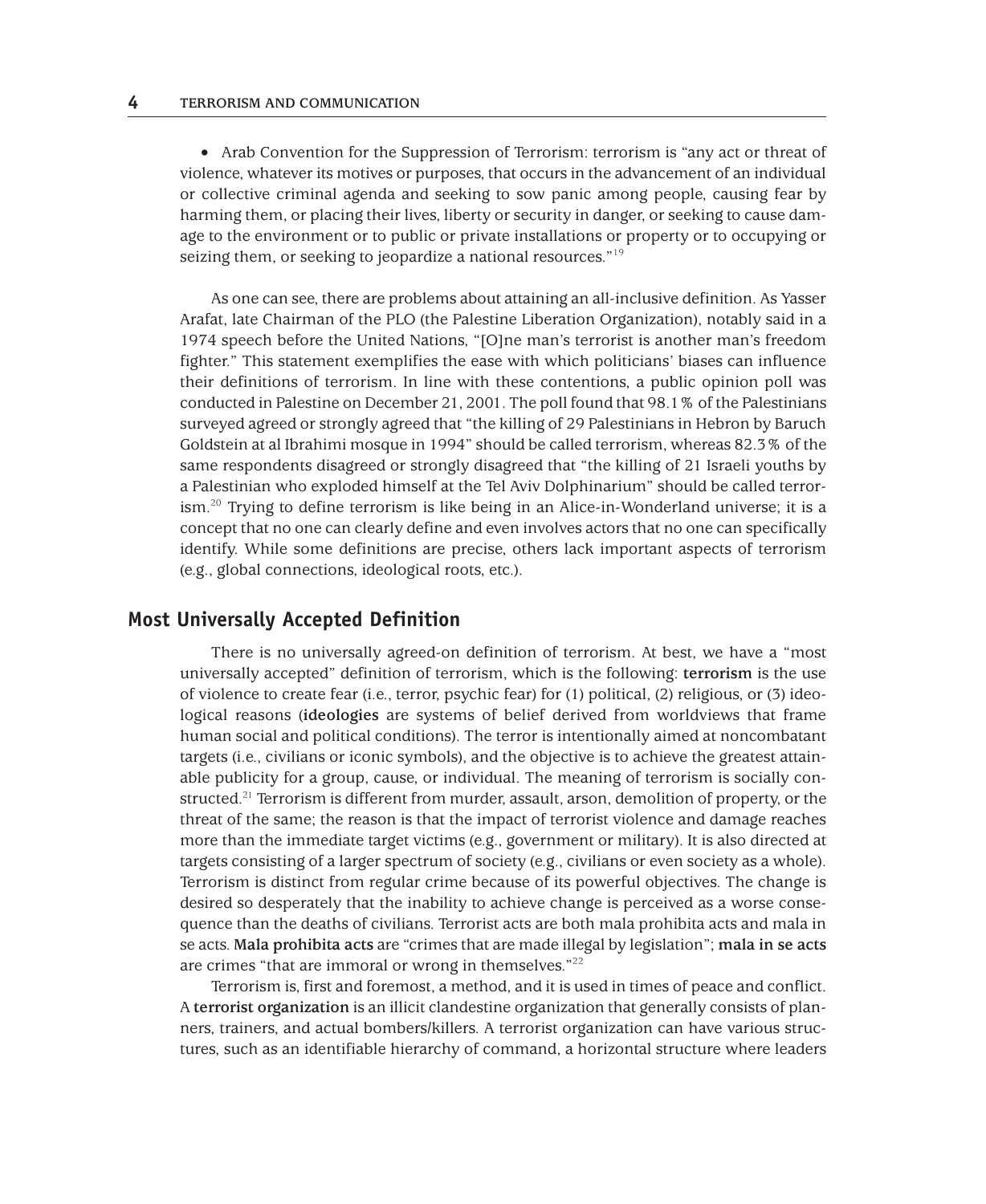- Arab Convention for the Suppression of Terrorism: terrorism is "any act or threat of violence, whatever its motives or purposes, that occurs in the advancement of an individual or collective criminal agenda and seeking to sow panic among people, causing fear by harming them, or placing their lives, liberty or security in danger, or seeking to cause damage to the environment or to public or private installations or property or to occupying or seizing them, or seeking to jeopardize a national resources."[19]

As one can see, there are problems about attaining an all-inclusive definition. As Yasser Arafat, late Chairman of the PLO (the Palestine Liberation Organization), notably said in a 1974 speech before the United Nations, "[O]ne man's terrorist is another man's freedom fighter." This statement exemplifies the ease with which politicians' biases can influence their definitions of terrorism. In line with these contentions, a public opinion poll was conducted in Palestine on December 21, 2001. The poll found that 98.1% of the Palestinians surveyed agreed or strongly agreed that "the killing of 29 Palestinians in Hebron by Baruch Goldstein at al Ibrahimi mosque in 1994" should be called terrorism, whereas 82.3% of the same respondents disagreed or strongly disagreed that "the killing of 21 Israeli youths by a Palestinian who exploded himself at the Tel Aviv Dolphinarium" should be called terrorism.[20] Trying to define terrorism is like being in an Alice-in-Wonderland universe; it is a concept that no one can clearly define and even involves actors that no one can specifically identify. While some definitions are precise, others lack important aspects of terrorism (e.g., global connections, ideological roots, etc.).

## Most Universally Accepted Definition

There is no universally agreed-on definition of terrorism. At best, we have a "most universally accepted" definition of terrorism, which is the following: **terrorism** is the use of violence to create fear (i.e., terror, psychic fear) for (1) political, (2) religious, or (3) ideological reasons (**ideologies** are systems of belief derived from worldviews that frame human social and political conditions). The terror is intentionally aimed at noncombatant targets (i.e., civilians or iconic symbols), and the objective is to achieve the greatest attainable publicity for a group, cause, or individual. The meaning of terrorism is socially constructed.[21] Terrorism is different from murder, assault, arson, demolition of property, or the threat of the same; the reason is that the impact of terrorist violence and damage reaches more than the immediate target victims (e.g., government or military). It is also directed at targets consisting of a larger spectrum of society (e.g., civilians or even society as a whole). Terrorism is distinct from regular crime because of its powerful objectives. The change is desired so desperately that the inability to achieve change is perceived as a worse consequence than the deaths of civilians. Terrorist acts are both mala prohibita acts and mala in se acts. **Mala prohibita acts** are "crimes that are made illegal by legislation"; **mala in se acts** are crimes "that are immoral or wrong in themselves."[22]

Terrorism is, first and foremost, a method, and it is used in times of peace and conflict. A **terrorist organization** is an illicit clandestine organization that generally consists of planners, trainers, and actual bombers/killers. A terrorist organization can have various structures, such as an identifiable hierarchy of command, a horizontal structure where leaders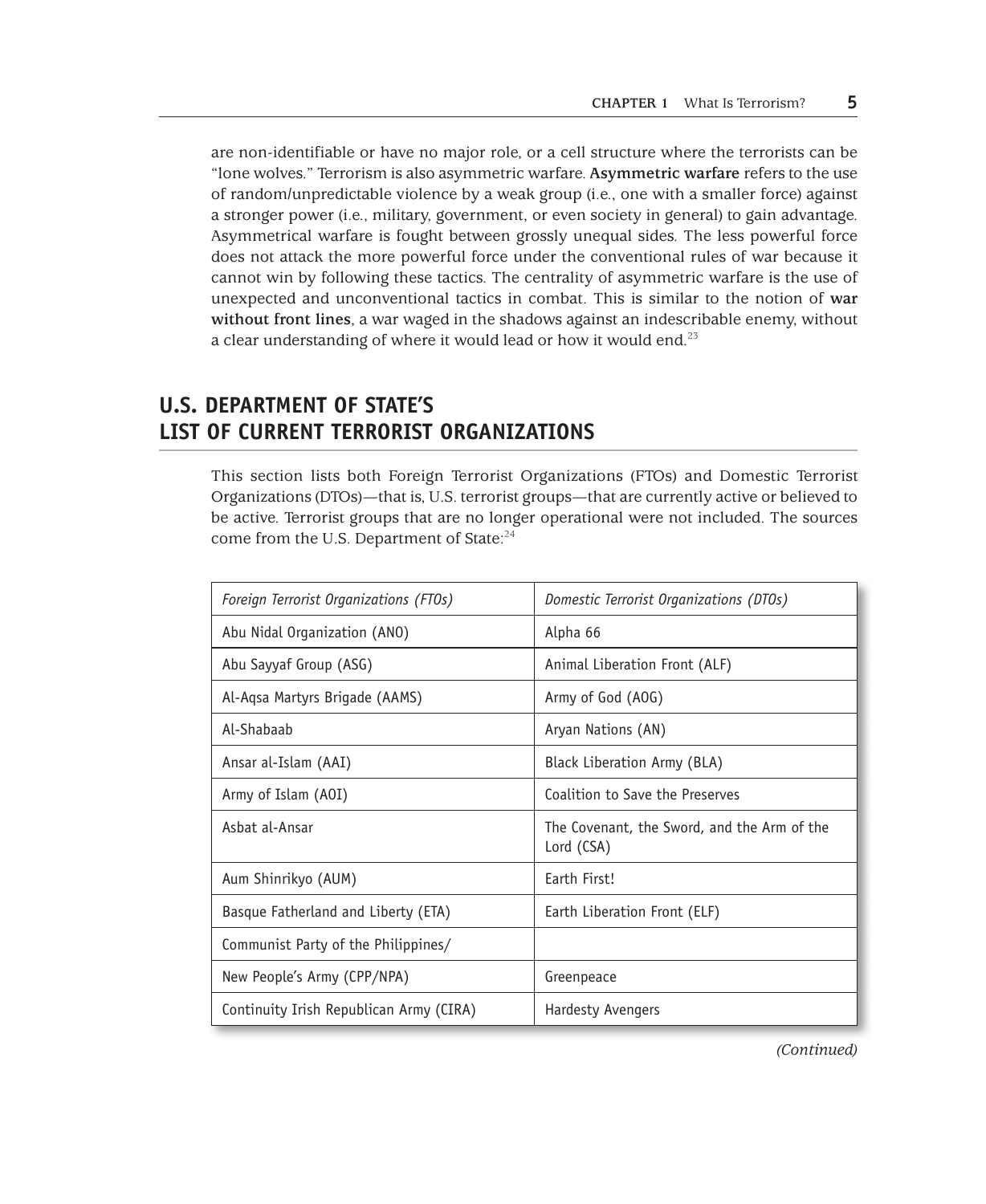are non-identifiable or have no major role, or a cell structure where the terrorists can be "lone wolves." Terrorism is also asymmetric warfare. **Asymmetric warfare** refers to the use of random/unpredictable violence by a weak group (i.e., one with a smaller force) against a stronger power (i.e., military, government, or even society in general) to gain advantage. Asymmetrical warfare is fought between grossly unequal sides. The less powerful force does not attack the more powerful force under the conventional rules of war because it cannot win by following these tactics. The centrality of asymmetric warfare is the use of unexpected and unconventional tactics in combat. This is similar to the notion of **war without front lines**, a war waged in the shadows against an indescribable enemy, without a clear understanding of where it would lead or how it would end.[23]

## U.S. DEPARTMENT OF STATE'S LIST OF CURRENT TERRORIST ORGANIZATIONS

This section lists both Foreign Terrorist Organizations (FTOs) and Domestic Terrorist Organizations (DTOs)—that is, U.S. terrorist groups—that are currently active or believed to be active. Terrorist groups that are no longer operational were not included. The sources come from the U.S. Department of State:[24]

| *Foreign Terrorist Organizations (FTOs)* | *Domestic Terrorist Organizations (DTOs)* |
|---|---|
| Abu Nidal Organization (ANO) | Alpha 66 |
| Abu Sayyaf Group (ASG) | Animal Liberation Front (ALF) |
| Al-Aqsa Martyrs Brigade (AAMS) | Army of God (AOG) |
| Al-Shabaab | Aryan Nations (AN) |
| Ansar al-Islam (AAI) | Black Liberation Army (BLA) |
| Army of Islam (AOI) | Coalition to Save the Preserves |
| Asbat al-Ansar | The Covenant, the Sword, and the Arm of the Lord (CSA) |
| Aum Shinrikyo (AUM) | Earth First! |
| Basque Fatherland and Liberty (ETA) | Earth Liberation Front (ELF) |
| Communist Party of the Philippines/ | |
| New People's Army (CPP/NPA) | Greenpeace |
| Continuity Irish Republican Army (CIRA) | Hardesty Avengers |

*(Continued)*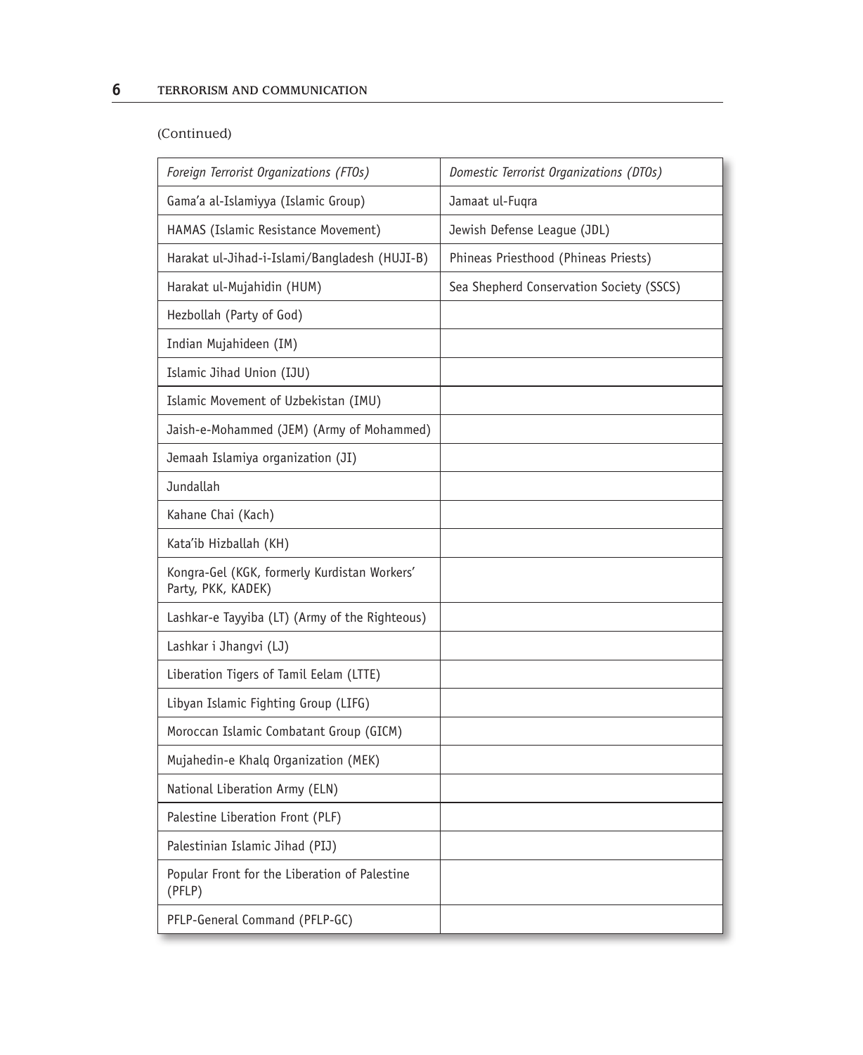(Continued)

| *Foreign Terrorist Organizations (FTOs)* | *Domestic Terrorist Organizations (DTOs)* |
|---|---|
| Gama'a al-Islamiyya (Islamic Group) | Jamaat ul-Fuqra |
| HAMAS (Islamic Resistance Movement) | Jewish Defense League (JDL) |
| Harakat ul-Jihad-i-Islami/Bangladesh (HUJI-B) | Phineas Priesthood (Phineas Priests) |
| Harakat ul-Mujahidin (HUM) | Sea Shepherd Conservation Society (SSCS) |
| Hezbollah (Party of God) | |
| Indian Mujahideen (IM) | |
| Islamic Jihad Union (IJU) | |
| Islamic Movement of Uzbekistan (IMU) | |
| Jaish-e-Mohammed (JEM) (Army of Mohammed) | |
| Jemaah Islamiya organization (JI) | |
| Jundallah | |
| Kahane Chai (Kach) | |
| Kata'ib Hizballah (KH) | |
| Kongra-Gel (KGK, formerly Kurdistan Workers' Party, PKK, KADEK) | |
| Lashkar-e Tayyiba (LT) (Army of the Righteous) | |
| Lashkar i Jhangvi (LJ) | |
| Liberation Tigers of Tamil Eelam (LTTE) | |
| Libyan Islamic Fighting Group (LIFG) | |
| Moroccan Islamic Combatant Group (GICM) | |
| Mujahedin-e Khalq Organization (MEK) | |
| National Liberation Army (ELN) | |
| Palestine Liberation Front (PLF) | |
| Palestinian Islamic Jihad (PIJ) | |
| Popular Front for the Liberation of Palestine (PFLP) | |
| PFLP-General Command (PFLP-GC) | |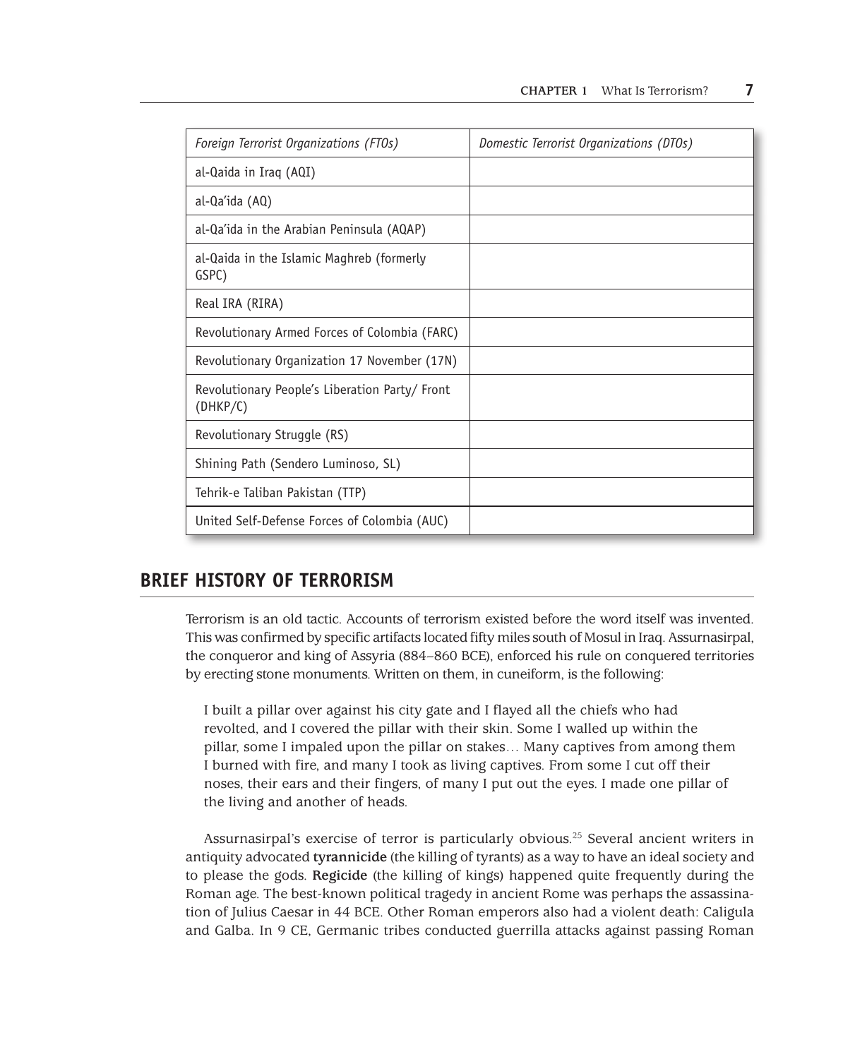| *Foreign Terrorist Organizations (FTOs)* | *Domestic Terrorist Organizations (DTOs)* |
|---|---|
| al-Qaida in Iraq (AQI) | |
| al-Qa'ida (AQ) | |
| al-Qa'ida in the Arabian Peninsula (AQAP) | |
| al-Qaida in the Islamic Maghreb (formerly GSPC) | |
| Real IRA (RIRA) | |
| Revolutionary Armed Forces of Colombia (FARC) | |
| Revolutionary Organization 17 November (17N) | |
| Revolutionary People's Liberation Party/ Front (DHKP/C) | |
| Revolutionary Struggle (RS) | |
| Shining Path (Sendero Luminoso, SL) | |
| Tehrik-e Taliban Pakistan (TTP) | |
| United Self-Defense Forces of Colombia (AUC) | |

## BRIEF HISTORY OF TERRORISM

Terrorism is an old tactic. Accounts of terrorism existed before the word itself was invented. This was confirmed by specific artifacts located fifty miles south of Mosul in Iraq. Assurnasirpal, the conqueror and king of Assyria (884–860 BCE), enforced his rule on conquered territories by erecting stone monuments. Written on them, in cuneiform, is the following:

> I built a pillar over against his city gate and I flayed all the chiefs who had revolted, and I covered the pillar with their skin. Some I walled up within the pillar, some I impaled upon the pillar on stakes… Many captives from among them I burned with fire, and many I took as living captives. From some I cut off their noses, their ears and their fingers, of many I put out the eyes. I made one pillar of the living and another of heads.

Assurnasirpal's exercise of terror is particularly obvious.[25] Several ancient writers in antiquity advocated **tyrannicide** (the killing of tyrants) as a way to have an ideal society and to please the gods. **Regicide** (the killing of kings) happened quite frequently during the Roman age. The best-known political tragedy in ancient Rome was perhaps the assassination of Julius Caesar in 44 BCE. Other Roman emperors also had a violent death: Caligula and Galba. In 9 CE, Germanic tribes conducted guerrilla attacks against passing Roman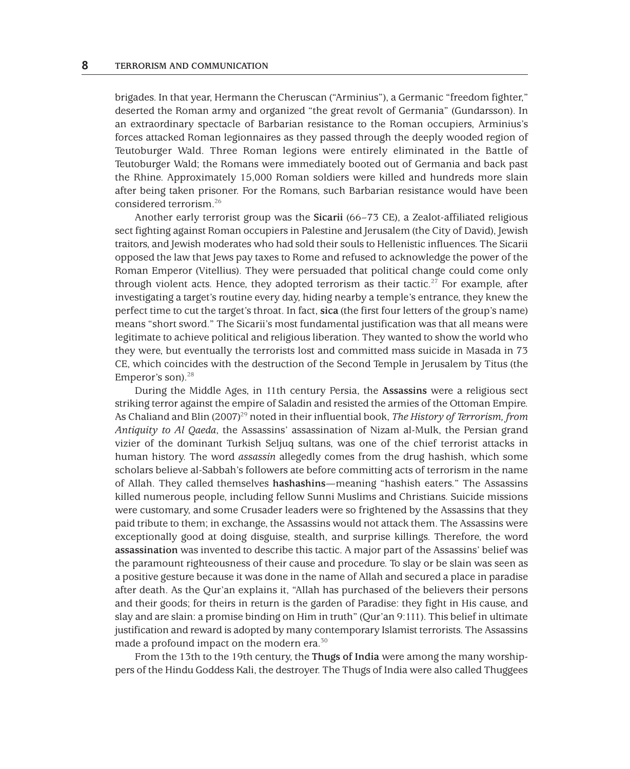brigades. In that year, Hermann the Cheruscan ("Arminius"), a Germanic "freedom fighter," deserted the Roman army and organized "the great revolt of Germania" (Gundarsson). In an extraordinary spectacle of Barbarian resistance to the Roman occupiers, Arminius's forces attacked Roman legionnaires as they passed through the deeply wooded region of Teutoburger Wald. Three Roman legions were entirely eliminated in the Battle of Teutoburger Wald; the Romans were immediately booted out of Germania and back past the Rhine. Approximately 15,000 Roman soldiers were killed and hundreds more slain after being taken prisoner. For the Romans, such Barbarian resistance would have been considered terrorism.[26]

Another early terrorist group was the **Sicarii** (66–73 CE), a Zealot-affiliated religious sect fighting against Roman occupiers in Palestine and Jerusalem (the City of David), Jewish traitors, and Jewish moderates who had sold their souls to Hellenistic influences. The Sicarii opposed the law that Jews pay taxes to Rome and refused to acknowledge the power of the Roman Emperor (Vitellius). They were persuaded that political change could come only through violent acts. Hence, they adopted terrorism as their tactic.[27] For example, after investigating a target's routine every day, hiding nearby a temple's entrance, they knew the perfect time to cut the target's throat. In fact, **sica** (the first four letters of the group's name) means "short sword." The Sicarii's most fundamental justification was that all means were legitimate to achieve political and religious liberation. They wanted to show the world who they were, but eventually the terrorists lost and committed mass suicide in Masada in 73 CE, which coincides with the destruction of the Second Temple in Jerusalem by Titus (the Emperor's son).[28]

During the Middle Ages, in 11th century Persia, the **Assassins** were a religious sect striking terror against the empire of Saladin and resisted the armies of the Ottoman Empire. As Chaliand and Blin (2007)[29] noted in their influential book, *The History of Terrorism, from Antiquity to Al Qaeda*, the Assassins' assassination of Nizam al-Mulk, the Persian grand vizier of the dominant Turkish Seljuq sultans, was one of the chief terrorist attacks in human history. The word *assassin* allegedly comes from the drug hashish, which some scholars believe al-Sabbah's followers ate before committing acts of terrorism in the name of Allah. They called themselves **hashashins**—meaning "hashish eaters." The Assassins killed numerous people, including fellow Sunni Muslims and Christians. Suicide missions were customary, and some Crusader leaders were so frightened by the Assassins that they paid tribute to them; in exchange, the Assassins would not attack them. The Assassins were exceptionally good at doing disguise, stealth, and surprise killings. Therefore, the word **assassination** was invented to describe this tactic. A major part of the Assassins' belief was the paramount righteousness of their cause and procedure. To slay or be slain was seen as a positive gesture because it was done in the name of Allah and secured a place in paradise after death. As the Qur'an explains it, "Allah has purchased of the believers their persons and their goods; for theirs in return is the garden of Paradise: they fight in His cause, and slay and are slain: a promise binding on Him in truth" (Qur'an 9:111). This belief in ultimate justification and reward is adopted by many contemporary Islamist terrorists. The Assassins made a profound impact on the modern era.[30]

From the 13th to the 19th century, the **Thugs of India** were among the many worshippers of the Hindu Goddess Kali, the destroyer. The Thugs of India were also called Thuggees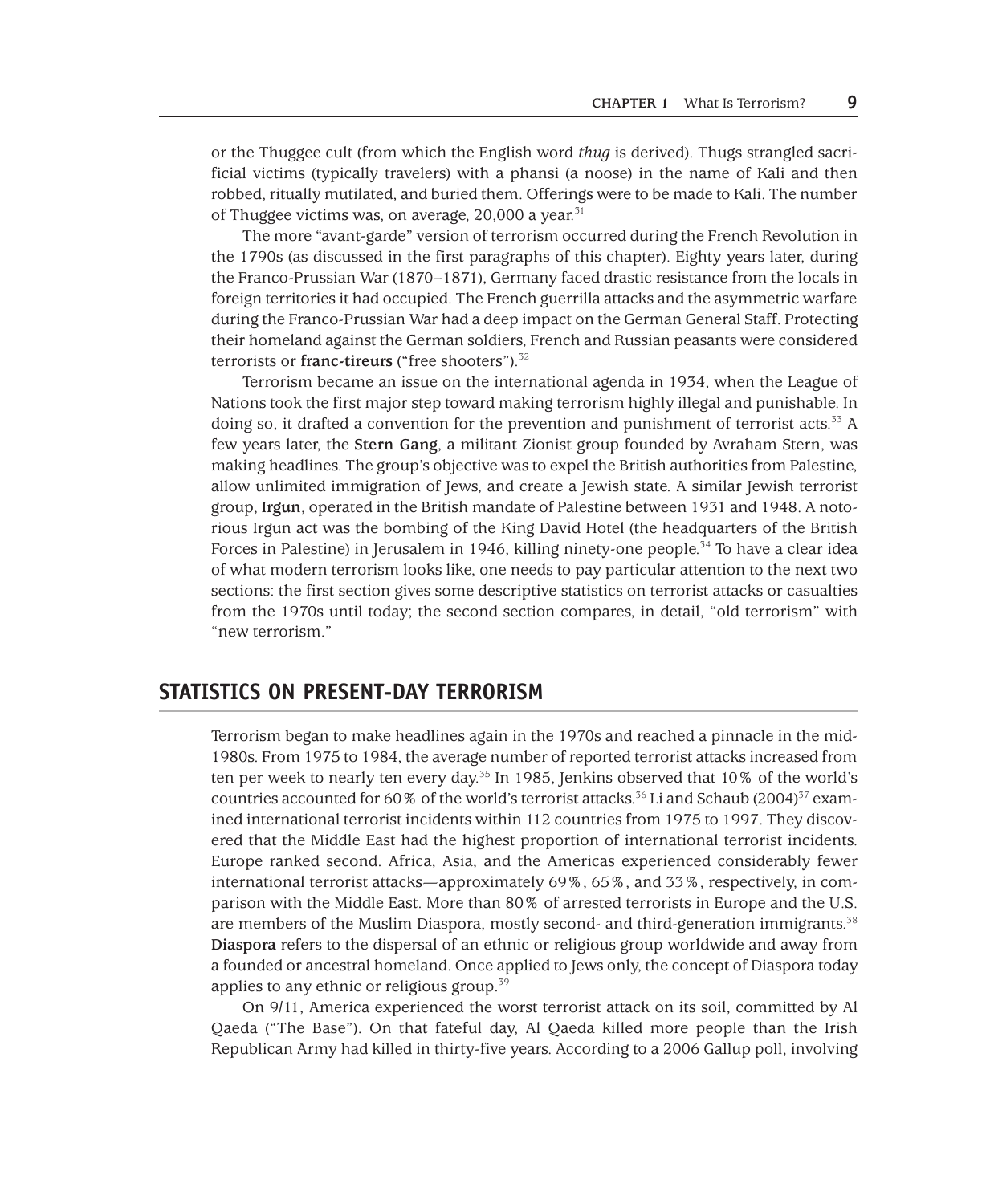or the Thuggee cult (from which the English word *thug* is derived). Thugs strangled sacrificial victims (typically travelers) with a phansi (a noose) in the name of Kali and then robbed, ritually mutilated, and buried them. Offerings were to be made to Kali. The number of Thuggee victims was, on average, 20,000 a year.[31]

The more "avant-garde" version of terrorism occurred during the French Revolution in the 1790s (as discussed in the first paragraphs of this chapter). Eighty years later, during the Franco-Prussian War (1870–1871), Germany faced drastic resistance from the locals in foreign territories it had occupied. The French guerrilla attacks and the asymmetric warfare during the Franco-Prussian War had a deep impact on the German General Staff. Protecting their homeland against the German soldiers, French and Russian peasants were considered terrorists or **franc-tireurs** ("free shooters").[32]

Terrorism became an issue on the international agenda in 1934, when the League of Nations took the first major step toward making terrorism highly illegal and punishable. In doing so, it drafted a convention for the prevention and punishment of terrorist acts.[33] A few years later, the **Stern Gang**, a militant Zionist group founded by Avraham Stern, was making headlines. The group's objective was to expel the British authorities from Palestine, allow unlimited immigration of Jews, and create a Jewish state. A similar Jewish terrorist group, **Irgun**, operated in the British mandate of Palestine between 1931 and 1948. A notorious Irgun act was the bombing of the King David Hotel (the headquarters of the British Forces in Palestine) in Jerusalem in 1946, killing ninety-one people.[34] To have a clear idea of what modern terrorism looks like, one needs to pay particular attention to the next two sections: the first section gives some descriptive statistics on terrorist attacks or casualties from the 1970s until today; the second section compares, in detail, "old terrorism" with "new terrorism."

## STATISTICS ON PRESENT-DAY TERRORISM

Terrorism began to make headlines again in the 1970s and reached a pinnacle in the mid-1980s. From 1975 to 1984, the average number of reported terrorist attacks increased from ten per week to nearly ten every day.[35] In 1985, Jenkins observed that 10% of the world's countries accounted for 60% of the world's terrorist attacks.[36] Li and Schaub (2004)[37] examined international terrorist incidents within 112 countries from 1975 to 1997. They discovered that the Middle East had the highest proportion of international terrorist incidents. Europe ranked second. Africa, Asia, and the Americas experienced considerably fewer international terrorist attacks—approximately 69%, 65%, and 33%, respectively, in comparison with the Middle East. More than 80% of arrested terrorists in Europe and the U.S. are members of the Muslim Diaspora, mostly second- and third-generation immigrants.[38] **Diaspora** refers to the dispersal of an ethnic or religious group worldwide and away from a founded or ancestral homeland. Once applied to Jews only, the concept of Diaspora today applies to any ethnic or religious group.[39]

On 9/11, America experienced the worst terrorist attack on its soil, committed by Al Qaeda ("The Base"). On that fateful day, Al Qaeda killed more people than the Irish Republican Army had killed in thirty-five years. According to a 2006 Gallup poll, involving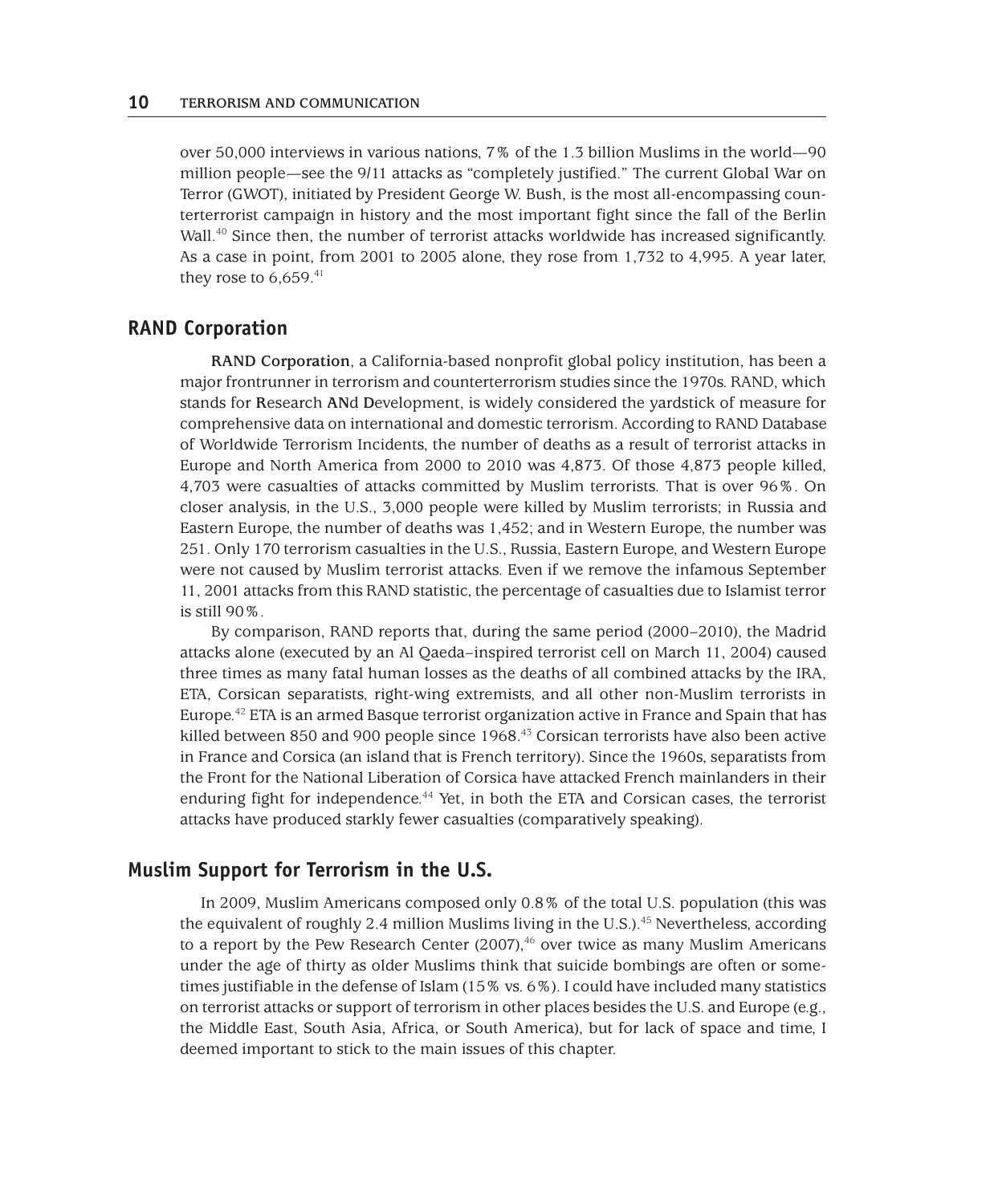over 50,000 interviews in various nations, 7% of the 1.3 billion Muslims in the world—90 million people—see the 9/11 attacks as "completely justified." The current Global War on Terror (GWOT), initiated by President George W. Bush, is the most all-encompassing counterterrorist campaign in history and the most important fight since the fall of the Berlin Wall.[40] Since then, the number of terrorist attacks worldwide has increased significantly. As a case in point, from 2001 to 2005 alone, they rose from 1,732 to 4,995. A year later, they rose to 6,659.[41]

## RAND Corporation

**RAND Corporation**, a California-based nonprofit global policy institution, has been a major frontrunner in terrorism and counterterrorism studies since the 1970s. RAND, which stands for **R**esearch **AN**d **D**evelopment, is widely considered the yardstick of measure for comprehensive data on international and domestic terrorism. According to RAND Database of Worldwide Terrorism Incidents, the number of deaths as a result of terrorist attacks in Europe and North America from 2000 to 2010 was 4,873. Of those 4,873 people killed, 4,703 were casualties of attacks committed by Muslim terrorists. That is over 96%. On closer analysis, in the U.S., 3,000 people were killed by Muslim terrorists; in Russia and Eastern Europe, the number of deaths was 1,452; and in Western Europe, the number was 251. Only 170 terrorism casualties in the U.S., Russia, Eastern Europe, and Western Europe were not caused by Muslim terrorist attacks. Even if we remove the infamous September 11, 2001 attacks from this RAND statistic, the percentage of casualties due to Islamist terror is still 90%.

By comparison, RAND reports that, during the same period (2000–2010), the Madrid attacks alone (executed by an Al Qaeda–inspired terrorist cell on March 11, 2004) caused three times as many fatal human losses as the deaths of all combined attacks by the IRA, ETA, Corsican separatists, right-wing extremists, and all other non-Muslim terrorists in Europe.[42] ETA is an armed Basque terrorist organization active in France and Spain that has killed between 850 and 900 people since 1968.[43] Corsican terrorists have also been active in France and Corsica (an island that is French territory). Since the 1960s, separatists from the Front for the National Liberation of Corsica have attacked French mainlanders in their enduring fight for independence.[44] Yet, in both the ETA and Corsican cases, the terrorist attacks have produced starkly fewer casualties (comparatively speaking).

## Muslim Support for Terrorism in the U.S.

In 2009, Muslim Americans composed only 0.8% of the total U.S. population (this was the equivalent of roughly 2.4 million Muslims living in the U.S.).[45] Nevertheless, according to a report by the Pew Research Center (2007),[46] over twice as many Muslim Americans under the age of thirty as older Muslims think that suicide bombings are often or sometimes justifiable in the defense of Islam (15% vs. 6%). I could have included many statistics on terrorist attacks or support of terrorism in other places besides the U.S. and Europe (e.g., the Middle East, South Asia, Africa, or South America), but for lack of space and time, I deemed important to stick to the main issues of this chapter.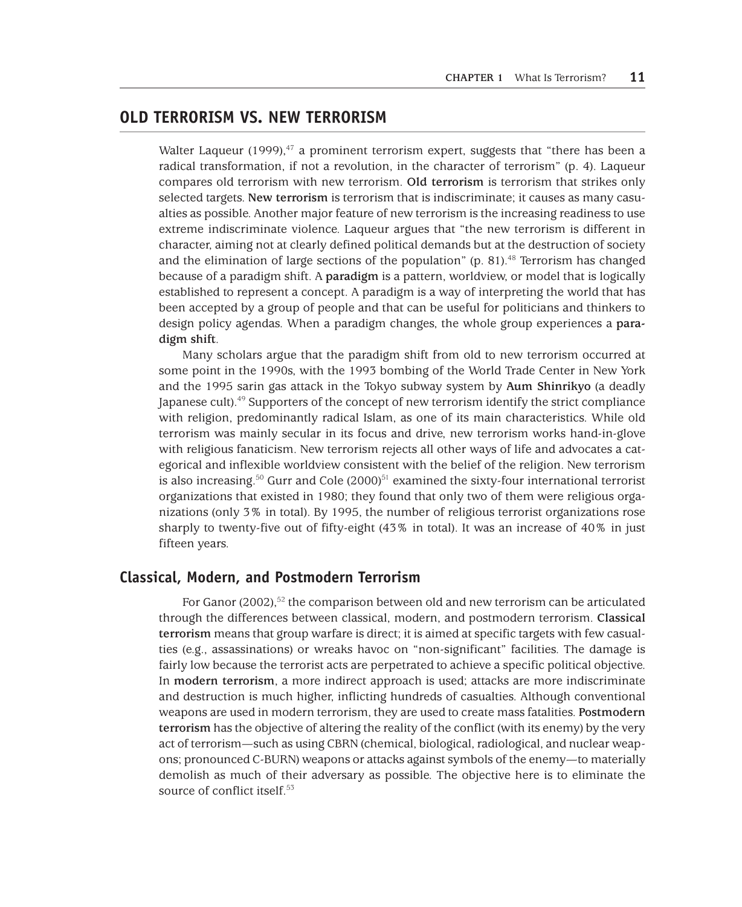## OLD TERRORISM VS. NEW TERRORISM

Walter Laqueur (1999),[47] a prominent terrorism expert, suggests that "there has been a radical transformation, if not a revolution, in the character of terrorism" (p. 4). Laqueur compares old terrorism with new terrorism. **Old terrorism** is terrorism that strikes only selected targets. **New terrorism** is terrorism that is indiscriminate; it causes as many casualties as possible. Another major feature of new terrorism is the increasing readiness to use extreme indiscriminate violence. Laqueur argues that "the new terrorism is different in character, aiming not at clearly defined political demands but at the destruction of society and the elimination of large sections of the population" (p. 81).[48] Terrorism has changed because of a paradigm shift. A **paradigm** is a pattern, worldview, or model that is logically established to represent a concept. A paradigm is a way of interpreting the world that has been accepted by a group of people and that can be useful for politicians and thinkers to design policy agendas. When a paradigm changes, the whole group experiences a **paradigm shift**.

Many scholars argue that the paradigm shift from old to new terrorism occurred at some point in the 1990s, with the 1993 bombing of the World Trade Center in New York and the 1995 sarin gas attack in the Tokyo subway system by **Aum Shinrikyo** (a deadly Japanese cult).[49] Supporters of the concept of new terrorism identify the strict compliance with religion, predominantly radical Islam, as one of its main characteristics. While old terrorism was mainly secular in its focus and drive, new terrorism works hand-in-glove with religious fanaticism. New terrorism rejects all other ways of life and advocates a categorical and inflexible worldview consistent with the belief of the religion. New terrorism is also increasing.[50] Gurr and Cole (2000)[51] examined the sixty-four international terrorist organizations that existed in 1980; they found that only two of them were religious organizations (only 3% in total). By 1995, the number of religious terrorist organizations rose sharply to twenty-five out of fifty-eight (43% in total). It was an increase of 40% in just fifteen years.

### Classical, Modern, and Postmodern Terrorism

For Ganor (2002),[52] the comparison between old and new terrorism can be articulated through the differences between classical, modern, and postmodern terrorism. **Classical terrorism** means that group warfare is direct; it is aimed at specific targets with few casualties (e.g., assassinations) or wreaks havoc on "non-significant" facilities. The damage is fairly low because the terrorist acts are perpetrated to achieve a specific political objective. In **modern terrorism**, a more indirect approach is used; attacks are more indiscriminate and destruction is much higher, inflicting hundreds of casualties. Although conventional weapons are used in modern terrorism, they are used to create mass fatalities. **Postmodern terrorism** has the objective of altering the reality of the conflict (with its enemy) by the very act of terrorism—such as using CBRN (chemical, biological, radiological, and nuclear weapons; pronounced C-BURN) weapons or attacks against symbols of the enemy—to materially demolish as much of their adversary as possible. The objective here is to eliminate the source of conflict itself.[53]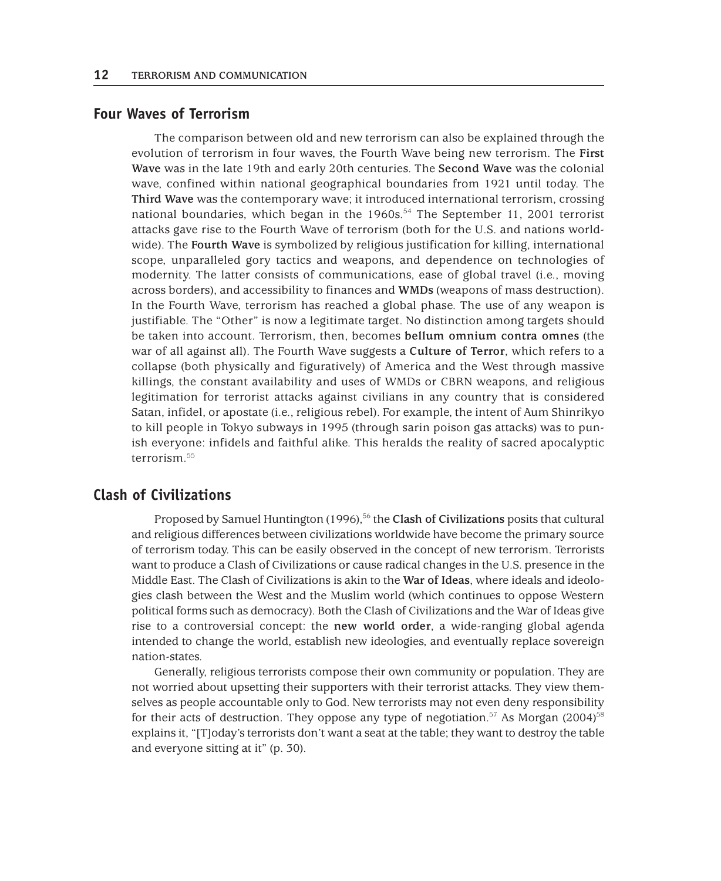## Four Waves of Terrorism

The comparison between old and new terrorism can also be explained through the evolution of terrorism in four waves, the Fourth Wave being new terrorism. The **First Wave** was in the late 19th and early 20th centuries. The **Second Wave** was the colonial wave, confined within national geographical boundaries from 1921 until today. The **Third Wave** was the contemporary wave; it introduced international terrorism, crossing national boundaries, which began in the 1960s.[54] The September 11, 2001 terrorist attacks gave rise to the Fourth Wave of terrorism (both for the U.S. and nations worldwide). The **Fourth Wave** is symbolized by religious justification for killing, international scope, unparalleled gory tactics and weapons, and dependence on technologies of modernity. The latter consists of communications, ease of global travel (i.e., moving across borders), and accessibility to finances and **WMDs** (weapons of mass destruction). In the Fourth Wave, terrorism has reached a global phase. The use of any weapon is justifiable. The "Other" is now a legitimate target. No distinction among targets should be taken into account. Terrorism, then, becomes **bellum omnium contra omnes** (the war of all against all). The Fourth Wave suggests a **Culture of Terror**, which refers to a collapse (both physically and figuratively) of America and the West through massive killings, the constant availability and uses of WMDs or CBRN weapons, and religious legitimation for terrorist attacks against civilians in any country that is considered Satan, infidel, or apostate (i.e., religious rebel). For example, the intent of Aum Shinrikyo to kill people in Tokyo subways in 1995 (through sarin poison gas attacks) was to punish everyone: infidels and faithful alike. This heralds the reality of sacred apocalyptic terrorism.[55]

## Clash of Civilizations

Proposed by Samuel Huntington (1996),[56] the **Clash of Civilizations** posits that cultural and religious differences between civilizations worldwide have become the primary source of terrorism today. This can be easily observed in the concept of new terrorism. Terrorists want to produce a Clash of Civilizations or cause radical changes in the U.S. presence in the Middle East. The Clash of Civilizations is akin to the **War of Ideas**, where ideals and ideologies clash between the West and the Muslim world (which continues to oppose Western political forms such as democracy). Both the Clash of Civilizations and the War of Ideas give rise to a controversial concept: the **new world order**, a wide-ranging global agenda intended to change the world, establish new ideologies, and eventually replace sovereign nation-states.

Generally, religious terrorists compose their own community or population. They are not worried about upsetting their supporters with their terrorist attacks. They view themselves as people accountable only to God. New terrorists may not even deny responsibility for their acts of destruction. They oppose any type of negotiation.[57] As Morgan (2004)[58] explains it, "[T]oday's terrorists don't want a seat at the table; they want to destroy the table and everyone sitting at it" (p. 30).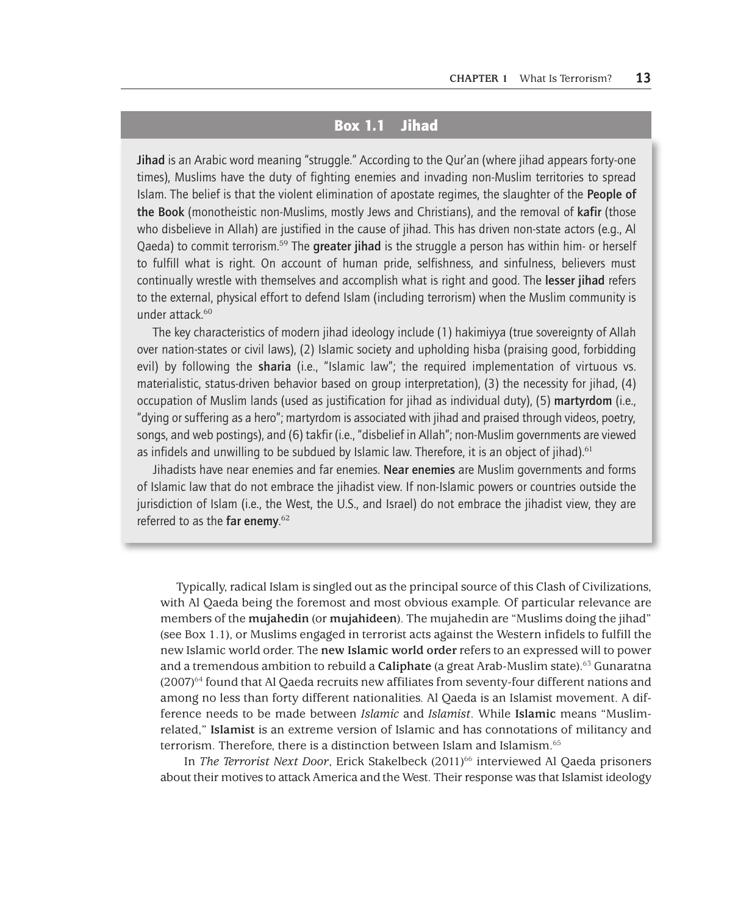## Box 1.1 Jihad

**Jihad** is an Arabic word meaning "struggle." According to the Qur'an (where jihad appears forty-one times), Muslims have the duty of fighting enemies and invading non-Muslim territories to spread Islam. The belief is that the violent elimination of apostate regimes, the slaughter of the **People of the Book** (monotheistic non-Muslims, mostly Jews and Christians), and the removal of **kafir** (those who disbelieve in Allah) are justified in the cause of jihad. This has driven non-state actors (e.g., Al Qaeda) to commit terrorism.[59] The **greater jihad** is the struggle a person has within him- or herself to fulfill what is right. On account of human pride, selfishness, and sinfulness, believers must continually wrestle with themselves and accomplish what is right and good. The **lesser jihad** refers to the external, physical effort to defend Islam (including terrorism) when the Muslim community is under attack.[60]

The key characteristics of modern jihad ideology include (1) hakimiyya (true sovereignty of Allah over nation-states or civil laws), (2) Islamic society and upholding hisba (praising good, forbidding evil) by following the **sharia** (i.e., "Islamic law"; the required implementation of virtuous vs. materialistic, status-driven behavior based on group interpretation), (3) the necessity for jihad, (4) occupation of Muslim lands (used as justification for jihad as individual duty), (5) **martyrdom** (i.e., "dying or suffering as a hero"; martyrdom is associated with jihad and praised through videos, poetry, songs, and web postings), and (6) takfir (i.e., "disbelief in Allah"; non-Muslim governments are viewed as infidels and unwilling to be subdued by Islamic law. Therefore, it is an object of jihad).[61]

Jihadists have near enemies and far enemies. **Near enemies** are Muslim governments and forms of Islamic law that do not embrace the jihadist view. If non-Islamic powers or countries outside the jurisdiction of Islam (i.e., the West, the U.S., and Israel) do not embrace the jihadist view, they are referred to as the **far enemy**.[62]

Typically, radical Islam is singled out as the principal source of this Clash of Civilizations, with Al Qaeda being the foremost and most obvious example. Of particular relevance are members of the **mujahedin** (or **mujahideen**). The mujahedin are "Muslims doing the jihad" (see Box 1.1), or Muslims engaged in terrorist acts against the Western infidels to fulfill the new Islamic world order. The **new Islamic world order** refers to an expressed will to power and a tremendous ambition to rebuild a **Caliphate** (a great Arab-Muslim state).[63] Gunaratna (2007)[64] found that Al Qaeda recruits new affiliates from seventy-four different nations and among no less than forty different nationalities. Al Qaeda is an Islamist movement. A difference needs to be made between *Islamic* and *Islamist*. While **Islamic** means "Muslim-related," **Islamist** is an extreme version of Islamic and has connotations of militancy and terrorism. Therefore, there is a distinction between Islam and Islamism.[65]

In *The Terrorist Next Door*, Erick Stakelbeck (2011)[66] interviewed Al Qaeda prisoners about their motives to attack America and the West. Their response was that Islamist ideology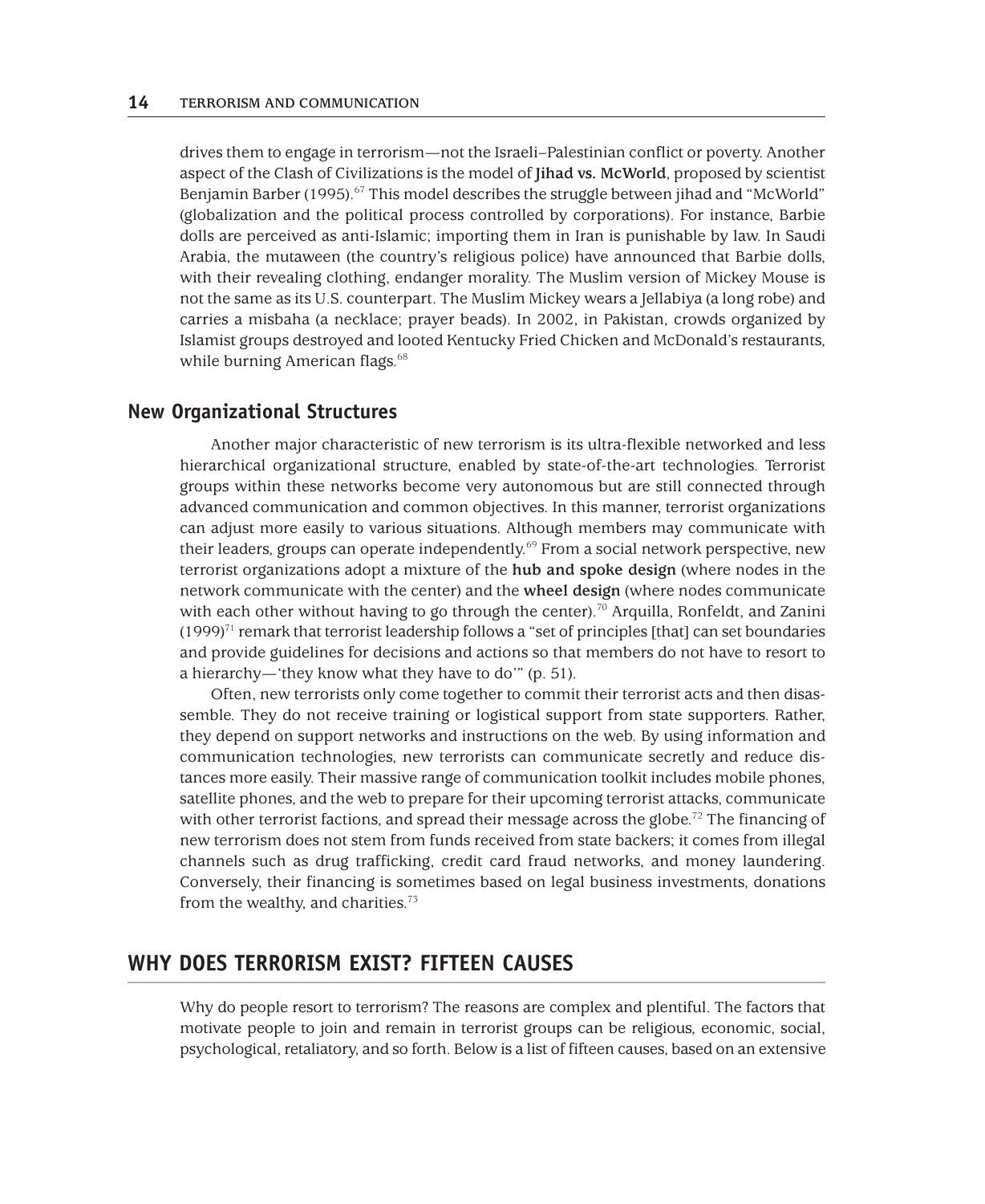drives them to engage in terrorism—not the Israeli–Palestinian conflict or poverty. Another aspect of the Clash of Civilizations is the model of **Jihad vs. McWorld**, proposed by scientist Benjamin Barber (1995).[67] This model describes the struggle between jihad and "McWorld" (globalization and the political process controlled by corporations). For instance, Barbie dolls are perceived as anti-Islamic; importing them in Iran is punishable by law. In Saudi Arabia, the mutaween (the country's religious police) have announced that Barbie dolls, with their revealing clothing, endanger morality. The Muslim version of Mickey Mouse is not the same as its U.S. counterpart. The Muslim Mickey wears a Jellabiya (a long robe) and carries a misbaha (a necklace; prayer beads). In 2002, in Pakistan, crowds organized by Islamist groups destroyed and looted Kentucky Fried Chicken and McDonald's restaurants, while burning American flags.[68]

## New Organizational Structures

Another major characteristic of new terrorism is its ultra-flexible networked and less hierarchical organizational structure, enabled by state-of-the-art technologies. Terrorist groups within these networks become very autonomous but are still connected through advanced communication and common objectives. In this manner, terrorist organizations can adjust more easily to various situations. Although members may communicate with their leaders, groups can operate independently.[69] From a social network perspective, new terrorist organizations adopt a mixture of the **hub and spoke design** (where nodes in the network communicate with the center) and the **wheel design** (where nodes communicate with each other without having to go through the center).[70] Arquilla, Ronfeldt, and Zanini (1999)[71] remark that terrorist leadership follows a "set of principles [that] can set boundaries and provide guidelines for decisions and actions so that members do not have to resort to a hierarchy—'they know what they have to do'" (p. 51).

Often, new terrorists only come together to commit their terrorist acts and then disassemble. They do not receive training or logistical support from state supporters. Rather, they depend on support networks and instructions on the web. By using information and communication technologies, new terrorists can communicate secretly and reduce distances more easily. Their massive range of communication toolkit includes mobile phones, satellite phones, and the web to prepare for their upcoming terrorist attacks, communicate with other terrorist factions, and spread their message across the globe.[72] The financing of new terrorism does not stem from funds received from state backers; it comes from illegal channels such as drug trafficking, credit card fraud networks, and money laundering. Conversely, their financing is sometimes based on legal business investments, donations from the wealthy, and charities.[73]

# WHY DOES TERRORISM EXIST? FIFTEEN CAUSES

Why do people resort to terrorism? The reasons are complex and plentiful. The factors that motivate people to join and remain in terrorist groups can be religious, economic, social, psychological, retaliatory, and so forth. Below is a list of fifteen causes, based on an extensive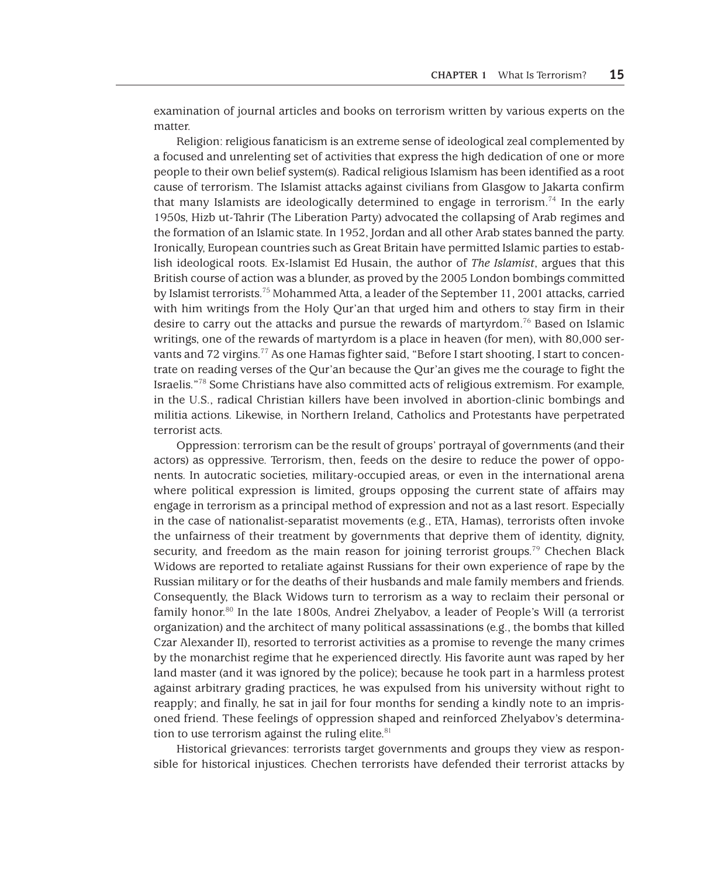examination of journal articles and books on terrorism written by various experts on the matter.

Religion: religious fanaticism is an extreme sense of ideological zeal complemented by a focused and unrelenting set of activities that express the high dedication of one or more people to their own belief system(s). Radical religious Islamism has been identified as a root cause of terrorism. The Islamist attacks against civilians from Glasgow to Jakarta confirm that many Islamists are ideologically determined to engage in terrorism.[74] In the early 1950s, Hizb ut-Tahrir (The Liberation Party) advocated the collapsing of Arab regimes and the formation of an Islamic state. In 1952, Jordan and all other Arab states banned the party. Ironically, European countries such as Great Britain have permitted Islamic parties to establish ideological roots. Ex-Islamist Ed Husain, the author of *The Islamist*, argues that this British course of action was a blunder, as proved by the 2005 London bombings committed by Islamist terrorists.[75] Mohammed Atta, a leader of the September 11, 2001 attacks, carried with him writings from the Holy Qur'an that urged him and others to stay firm in their desire to carry out the attacks and pursue the rewards of martyrdom.[76] Based on Islamic writings, one of the rewards of martyrdom is a place in heaven (for men), with 80,000 servants and 72 virgins.[77] As one Hamas fighter said, "Before I start shooting, I start to concentrate on reading verses of the Qur'an because the Qur'an gives me the courage to fight the Israelis."[78] Some Christians have also committed acts of religious extremism. For example, in the U.S., radical Christian killers have been involved in abortion-clinic bombings and militia actions. Likewise, in Northern Ireland, Catholics and Protestants have perpetrated terrorist acts.

Oppression: terrorism can be the result of groups' portrayal of governments (and their actors) as oppressive. Terrorism, then, feeds on the desire to reduce the power of opponents. In autocratic societies, military-occupied areas, or even in the international arena where political expression is limited, groups opposing the current state of affairs may engage in terrorism as a principal method of expression and not as a last resort. Especially in the case of nationalist-separatist movements (e.g., ETA, Hamas), terrorists often invoke the unfairness of their treatment by governments that deprive them of identity, dignity, security, and freedom as the main reason for joining terrorist groups.[79] Chechen Black Widows are reported to retaliate against Russians for their own experience of rape by the Russian military or for the deaths of their husbands and male family members and friends. Consequently, the Black Widows turn to terrorism as a way to reclaim their personal or family honor.[80] In the late 1800s, Andrei Zhelyabov, a leader of People's Will (a terrorist organization) and the architect of many political assassinations (e.g., the bombs that killed Czar Alexander II), resorted to terrorist activities as a promise to revenge the many crimes by the monarchist regime that he experienced directly. His favorite aunt was raped by her land master (and it was ignored by the police); because he took part in a harmless protest against arbitrary grading practices, he was expulsed from his university without right to reapply; and finally, he sat in jail for four months for sending a kindly note to an imprisoned friend. These feelings of oppression shaped and reinforced Zhelyabov's determination to use terrorism against the ruling elite.[81]

Historical grievances: terrorists target governments and groups they view as responsible for historical injustices. Chechen terrorists have defended their terrorist attacks by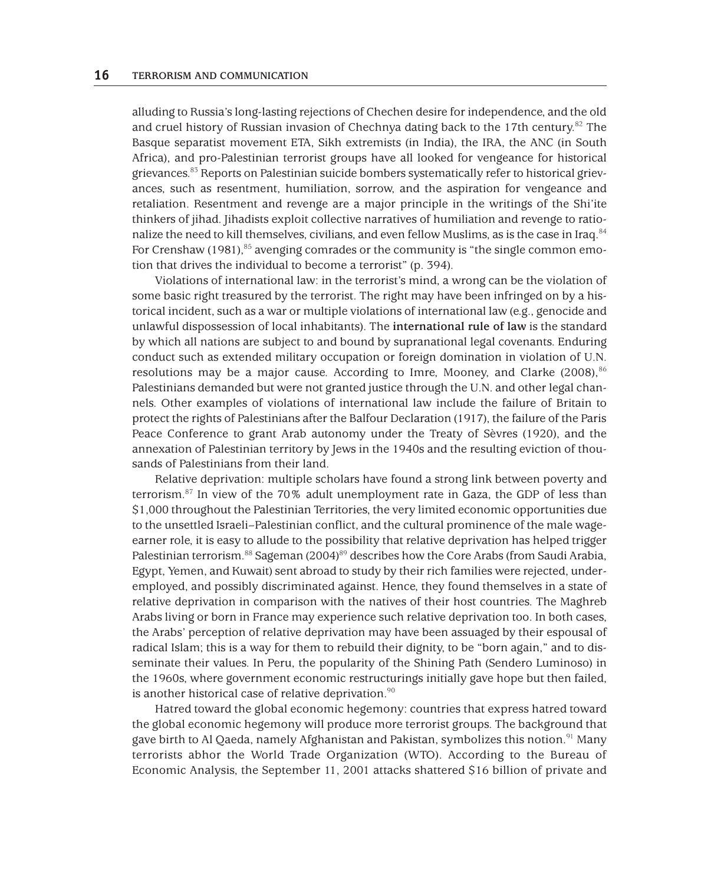alluding to Russia's long-lasting rejections of Chechen desire for independence, and the old and cruel history of Russian invasion of Chechnya dating back to the 17th century.[82] The Basque separatist movement ETA, Sikh extremists (in India), the IRA, the ANC (in South Africa), and pro-Palestinian terrorist groups have all looked for vengeance for historical grievances.[83] Reports on Palestinian suicide bombers systematically refer to historical grievances, such as resentment, humiliation, sorrow, and the aspiration for vengeance and retaliation. Resentment and revenge are a major principle in the writings of the Shi'ite thinkers of jihad. Jihadists exploit collective narratives of humiliation and revenge to rationalize the need to kill themselves, civilians, and even fellow Muslims, as is the case in Iraq.[84] For Crenshaw (1981),[85] avenging comrades or the community is "the single common emotion that drives the individual to become a terrorist" (p. 394).

Violations of international law: in the terrorist's mind, a wrong can be the violation of some basic right treasured by the terrorist. The right may have been infringed on by a historical incident, such as a war or multiple violations of international law (e.g., genocide and unlawful dispossession of local inhabitants). The **international rule of law** is the standard by which all nations are subject to and bound by supranational legal covenants. Enduring conduct such as extended military occupation or foreign domination in violation of U.N. resolutions may be a major cause. According to Imre, Mooney, and Clarke (2008),[86] Palestinians demanded but were not granted justice through the U.N. and other legal channels. Other examples of violations of international law include the failure of Britain to protect the rights of Palestinians after the Balfour Declaration (1917), the failure of the Paris Peace Conference to grant Arab autonomy under the Treaty of Sèvres (1920), and the annexation of Palestinian territory by Jews in the 1940s and the resulting eviction of thousands of Palestinians from their land.

Relative deprivation: multiple scholars have found a strong link between poverty and terrorism.[87] In view of the 70% adult unemployment rate in Gaza, the GDP of less than $1,000 throughout the Palestinian Territories, the very limited economic opportunities due to the unsettled Israeli–Palestinian conflict, and the cultural prominence of the male wage-earner role, it is easy to allude to the possibility that relative deprivation has helped trigger Palestinian terrorism.[88] Sageman (2004)[89] describes how the Core Arabs (from Saudi Arabia, Egypt, Yemen, and Kuwait) sent abroad to study by their rich families were rejected, underemployed, and possibly discriminated against. Hence, they found themselves in a state of relative deprivation in comparison with the natives of their host countries. The Maghreb Arabs living or born in France may experience such relative deprivation too. In both cases, the Arabs' perception of relative deprivation may have been assuaged by their espousal of radical Islam; this is a way for them to rebuild their dignity, to be "born again," and to disseminate their values. In Peru, the popularity of the Shining Path (Sendero Luminoso) in the 1960s, where government economic restructurings initially gave hope but then failed, is another historical case of relative deprivation.[90]

Hatred toward the global economic hegemony: countries that express hatred toward the global economic hegemony will produce more terrorist groups. The background that gave birth to Al Qaeda, namely Afghanistan and Pakistan, symbolizes this notion.[91] Many terrorists abhor the World Trade Organization (WTO). According to the Bureau of Economic Analysis, the September 11, 2001 attacks shattered $16 billion of private and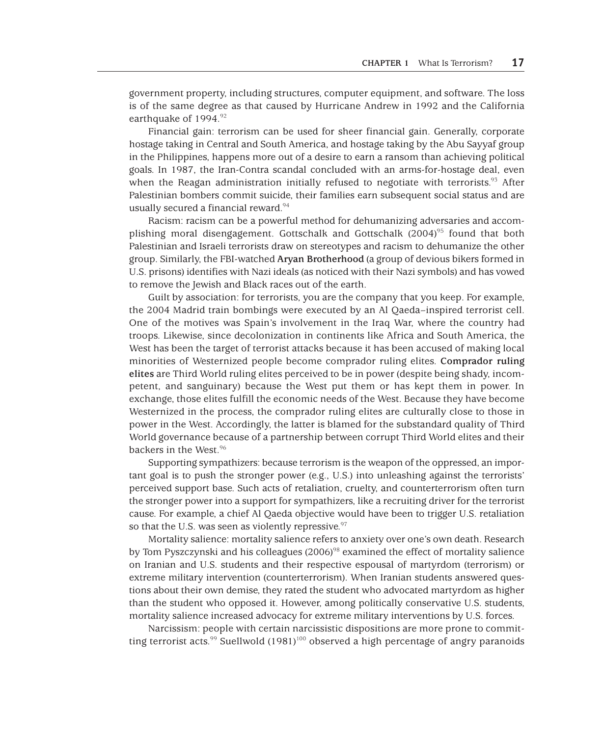government property, including structures, computer equipment, and software. The loss is of the same degree as that caused by Hurricane Andrew in 1992 and the California earthquake of 1994.[92]

Financial gain: terrorism can be used for sheer financial gain. Generally, corporate hostage taking in Central and South America, and hostage taking by the Abu Sayyaf group in the Philippines, happens more out of a desire to earn a ransom than achieving political goals. In 1987, the Iran-Contra scandal concluded with an arms-for-hostage deal, even when the Reagan administration initially refused to negotiate with terrorists.[93] After Palestinian bombers commit suicide, their families earn subsequent social status and are usually secured a financial reward.[94]

Racism: racism can be a powerful method for dehumanizing adversaries and accomplishing moral disengagement. Gottschalk and Gottschalk (2004)[95] found that both Palestinian and Israeli terrorists draw on stereotypes and racism to dehumanize the other group. Similarly, the FBI-watched **Aryan Brotherhood** (a group of devious bikers formed in U.S. prisons) identifies with Nazi ideals (as noticed with their Nazi symbols) and has vowed to remove the Jewish and Black races out of the earth.

Guilt by association: for terrorists, you are the company that you keep. For example, the 2004 Madrid train bombings were executed by an Al Qaeda–inspired terrorist cell. One of the motives was Spain's involvement in the Iraq War, where the country had troops. Likewise, since decolonization in continents like Africa and South America, the West has been the target of terrorist attacks because it has been accused of making local minorities of Westernized people become comprador ruling elites. **Comprador ruling elites** are Third World ruling elites perceived to be in power (despite being shady, incompetent, and sanguinary) because the West put them or has kept them in power. In exchange, those elites fulfill the economic needs of the West. Because they have become Westernized in the process, the comprador ruling elites are culturally close to those in power in the West. Accordingly, the latter is blamed for the substandard quality of Third World governance because of a partnership between corrupt Third World elites and their backers in the West.[96]

Supporting sympathizers: because terrorism is the weapon of the oppressed, an important goal is to push the stronger power (e.g., U.S.) into unleashing against the terrorists' perceived support base. Such acts of retaliation, cruelty, and counterterrorism often turn the stronger power into a support for sympathizers, like a recruiting driver for the terrorist cause. For example, a chief Al Qaeda objective would have been to trigger U.S. retaliation so that the U.S. was seen as violently repressive.[97]

Mortality salience: mortality salience refers to anxiety over one's own death. Research by Tom Pyszczynski and his colleagues (2006)[98] examined the effect of mortality salience on Iranian and U.S. students and their respective espousal of martyrdom (terrorism) or extreme military intervention (counterterrorism). When Iranian students answered questions about their own demise, they rated the student who advocated martyrdom as higher than the student who opposed it. However, among politically conservative U.S. students, mortality salience increased advocacy for extreme military interventions by U.S. forces.

Narcissism: people with certain narcissistic dispositions are more prone to committing terrorist acts.[99] Suellwold (1981)[100] observed a high percentage of angry paranoids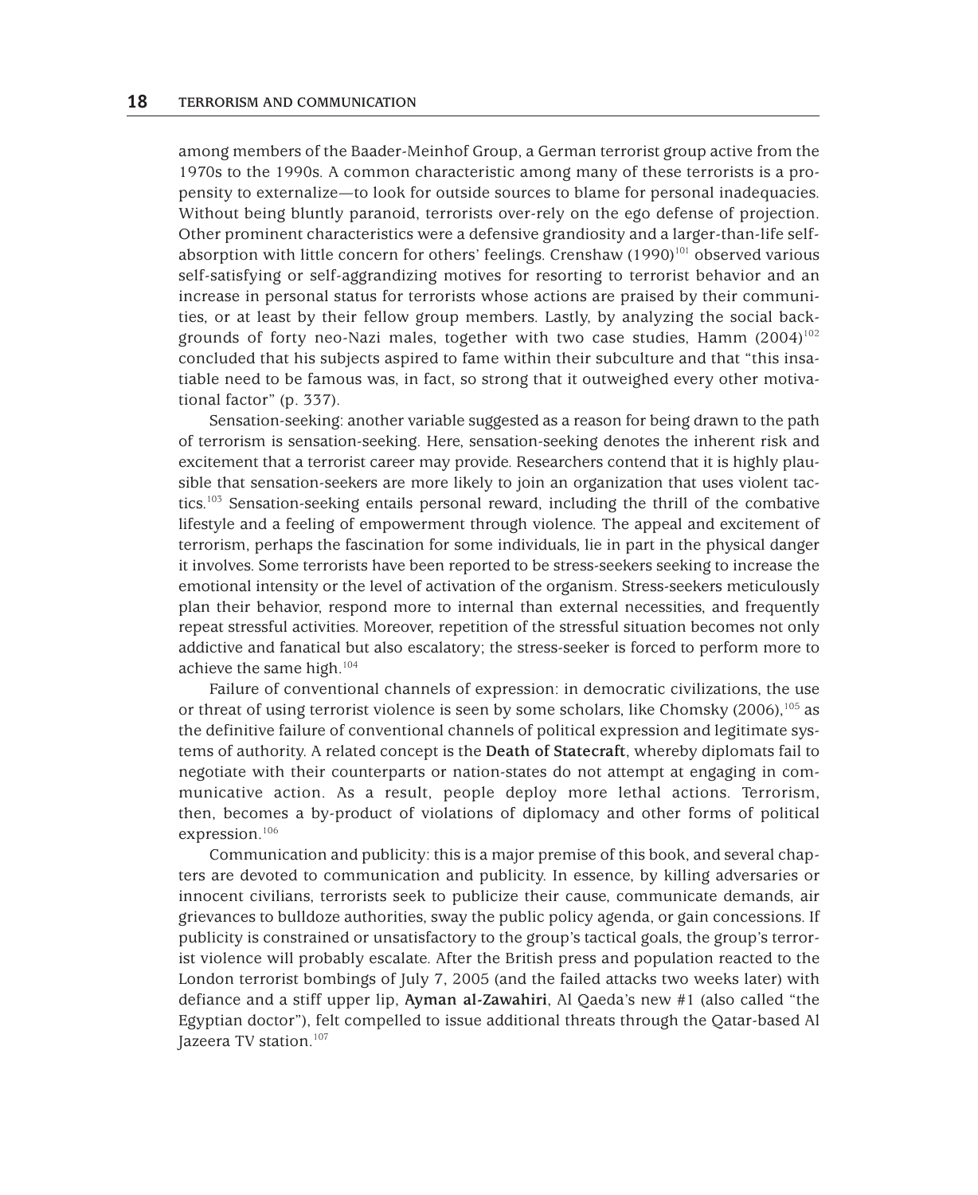among members of the Baader-Meinhof Group, a German terrorist group active from the 1970s to the 1990s. A common characteristic among many of these terrorists is a propensity to externalize—to look for outside sources to blame for personal inadequacies. Without being bluntly paranoid, terrorists over-rely on the ego defense of projection. Other prominent characteristics were a defensive grandiosity and a larger-than-life self-absorption with little concern for others' feelings. Crenshaw (1990)[101] observed various self-satisfying or self-aggrandizing motives for resorting to terrorist behavior and an increase in personal status for terrorists whose actions are praised by their communities, or at least by their fellow group members. Lastly, by analyzing the social backgrounds of forty neo-Nazi males, together with two case studies, Hamm (2004)[102] concluded that his subjects aspired to fame within their subculture and that "this insatiable need to be famous was, in fact, so strong that it outweighed every other motivational factor" (p. 337).

Sensation-seeking: another variable suggested as a reason for being drawn to the path of terrorism is sensation-seeking. Here, sensation-seeking denotes the inherent risk and excitement that a terrorist career may provide. Researchers contend that it is highly plausible that sensation-seekers are more likely to join an organization that uses violent tactics.[103] Sensation-seeking entails personal reward, including the thrill of the combative lifestyle and a feeling of empowerment through violence. The appeal and excitement of terrorism, perhaps the fascination for some individuals, lie in part in the physical danger it involves. Some terrorists have been reported to be stress-seekers seeking to increase the emotional intensity or the level of activation of the organism. Stress-seekers meticulously plan their behavior, respond more to internal than external necessities, and frequently repeat stressful activities. Moreover, repetition of the stressful situation becomes not only addictive and fanatical but also escalatory; the stress-seeker is forced to perform more to achieve the same high.[104]

Failure of conventional channels of expression: in democratic civilizations, the use or threat of using terrorist violence is seen by some scholars, like Chomsky (2006),[105] as the definitive failure of conventional channels of political expression and legitimate systems of authority. A related concept is the **Death of Statecraft**, whereby diplomats fail to negotiate with their counterparts or nation-states do not attempt at engaging in communicative action. As a result, people deploy more lethal actions. Terrorism, then, becomes a by-product of violations of diplomacy and other forms of political expression.[106]

Communication and publicity: this is a major premise of this book, and several chapters are devoted to communication and publicity. In essence, by killing adversaries or innocent civilians, terrorists seek to publicize their cause, communicate demands, air grievances to bulldoze authorities, sway the public policy agenda, or gain concessions. If publicity is constrained or unsatisfactory to the group's tactical goals, the group's terrorist violence will probably escalate. After the British press and population reacted to the London terrorist bombings of July 7, 2005 (and the failed attacks two weeks later) with defiance and a stiff upper lip, **Ayman al-Zawahiri**, Al Qaeda's new #1 (also called "the Egyptian doctor"), felt compelled to issue additional threats through the Qatar-based Al Jazeera TV station.[107]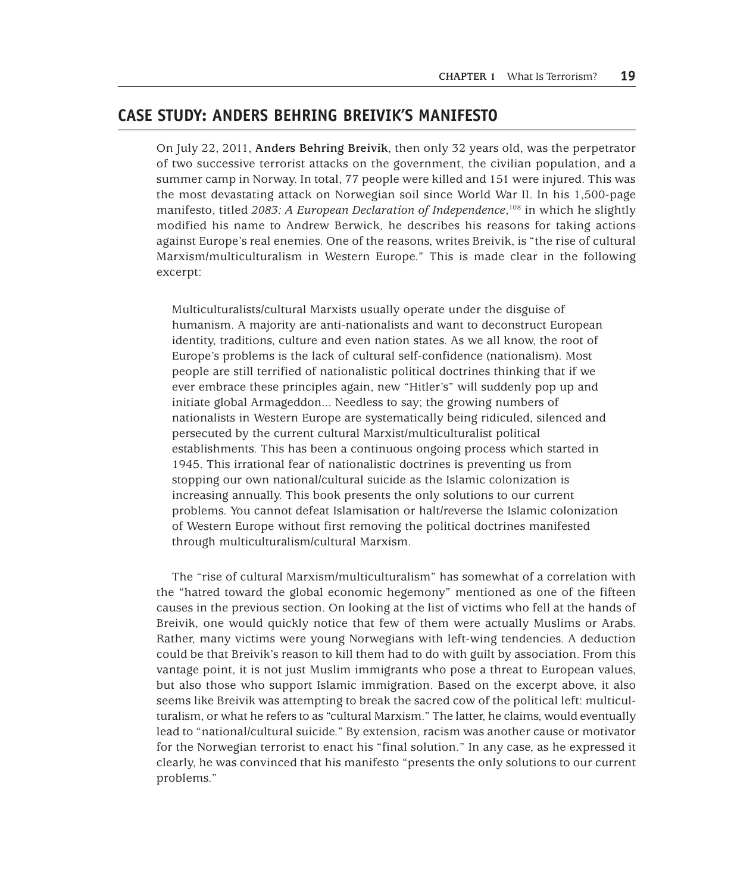## CASE STUDY: ANDERS BEHRING BREIVIK'S MANIFESTO

On July 22, 2011, **Anders Behring Breivik**, then only 32 years old, was the perpetrator of two successive terrorist attacks on the government, the civilian population, and a summer camp in Norway. In total, 77 people were killed and 151 were injured. This was the most devastating attack on Norwegian soil since World War II. In his 1,500-page manifesto, titled *2083: A European Declaration of Independence*,[108] in which he slightly modified his name to Andrew Berwick, he describes his reasons for taking actions against Europe's real enemies. One of the reasons, writes Breivik, is "the rise of cultural Marxism/multiculturalism in Western Europe." This is made clear in the following excerpt:

> Multiculturalists/cultural Marxists usually operate under the disguise of humanism. A majority are anti-nationalists and want to deconstruct European identity, traditions, culture and even nation states. As we all know, the root of Europe's problems is the lack of cultural self-confidence (nationalism). Most people are still terrified of nationalistic political doctrines thinking that if we ever embrace these principles again, new "Hitler's" will suddenly pop up and initiate global Armageddon... Needless to say; the growing numbers of nationalists in Western Europe are systematically being ridiculed, silenced and persecuted by the current cultural Marxist/multiculturalist political establishments. This has been a continuous ongoing process which started in 1945. This irrational fear of nationalistic doctrines is preventing us from stopping our own national/cultural suicide as the Islamic colonization is increasing annually. This book presents the only solutions to our current problems. You cannot defeat Islamisation or halt/reverse the Islamic colonization of Western Europe without first removing the political doctrines manifested through multiculturalism/cultural Marxism.

The "rise of cultural Marxism/multiculturalism" has somewhat of a correlation with the "hatred toward the global economic hegemony" mentioned as one of the fifteen causes in the previous section. On looking at the list of victims who fell at the hands of Breivik, one would quickly notice that few of them were actually Muslims or Arabs. Rather, many victims were young Norwegians with left-wing tendencies. A deduction could be that Breivik's reason to kill them had to do with guilt by association. From this vantage point, it is not just Muslim immigrants who pose a threat to European values, but also those who support Islamic immigration. Based on the excerpt above, it also seems like Breivik was attempting to break the sacred cow of the political left: multiculturalism, or what he refers to as "cultural Marxism." The latter, he claims, would eventually lead to "national/cultural suicide." By extension, racism was another cause or motivator for the Norwegian terrorist to enact his "final solution." In any case, as he expressed it clearly, he was convinced that his manifesto "presents the only solutions to our current problems."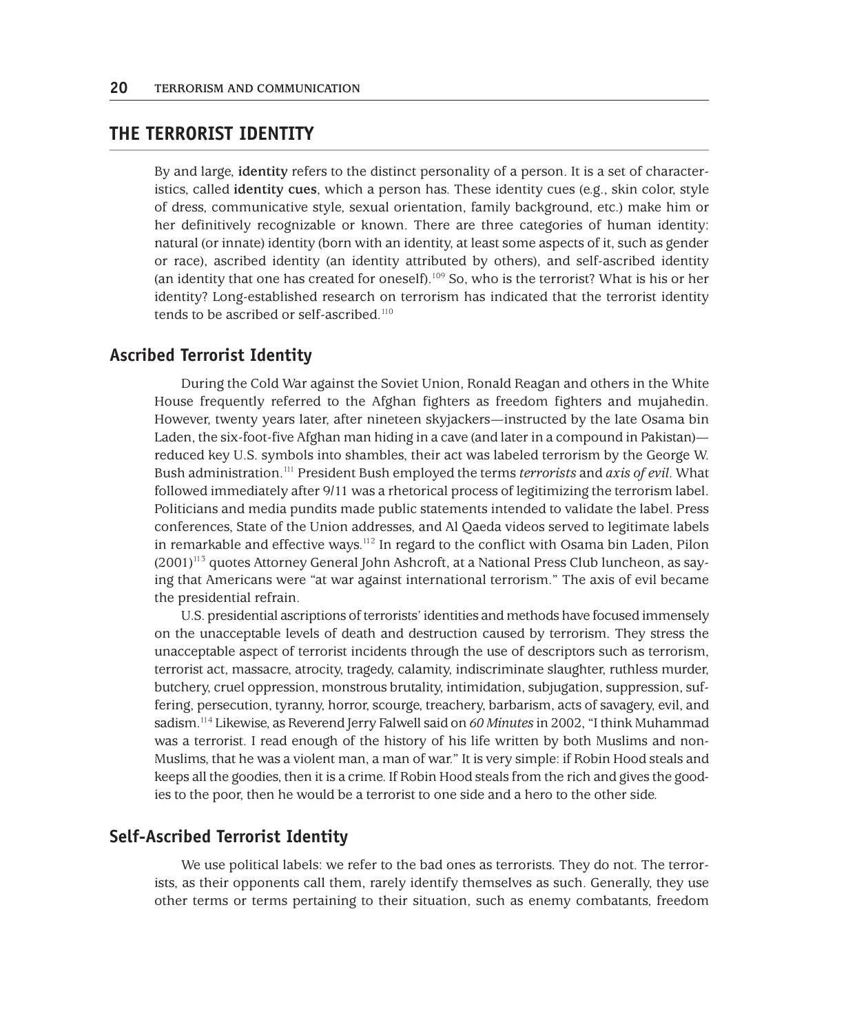## THE TERRORIST IDENTITY

By and large, **identity** refers to the distinct personality of a person. It is a set of characteristics, called **identity cues**, which a person has. These identity cues (e.g., skin color, style of dress, communicative style, sexual orientation, family background, etc.) make him or her definitively recognizable or known. There are three categories of human identity: natural (or innate) identity (born with an identity, at least some aspects of it, such as gender or race), ascribed identity (an identity attributed by others), and self-ascribed identity (an identity that one has created for oneself).[109] So, who is the terrorist? What is his or her identity? Long-established research on terrorism has indicated that the terrorist identity tends to be ascribed or self-ascribed.[110]

### Ascribed Terrorist Identity

During the Cold War against the Soviet Union, Ronald Reagan and others in the White House frequently referred to the Afghan fighters as freedom fighters and mujahedin. However, twenty years later, after nineteen skyjackers—instructed by the late Osama bin Laden, the six-foot-five Afghan man hiding in a cave (and later in a compound in Pakistan)—reduced key U.S. symbols into shambles, their act was labeled terrorism by the George W. Bush administration.[111] President Bush employed the terms *terrorists* and *axis of evil*. What followed immediately after 9/11 was a rhetorical process of legitimizing the terrorism label. Politicians and media pundits made public statements intended to validate the label. Press conferences, State of the Union addresses, and Al Qaeda videos served to legitimate labels in remarkable and effective ways.[112] In regard to the conflict with Osama bin Laden, Pilon (2001)[113] quotes Attorney General John Ashcroft, at a National Press Club luncheon, as saying that Americans were "at war against international terrorism." The axis of evil became the presidential refrain.

U.S. presidential ascriptions of terrorists' identities and methods have focused immensely on the unacceptable levels of death and destruction caused by terrorism. They stress the unacceptable aspect of terrorist incidents through the use of descriptors such as terrorism, terrorist act, massacre, atrocity, tragedy, calamity, indiscriminate slaughter, ruthless murder, butchery, cruel oppression, monstrous brutality, intimidation, subjugation, suppression, suffering, persecution, tyranny, horror, scourge, treachery, barbarism, acts of savagery, evil, and sadism.[114] Likewise, as Reverend Jerry Falwell said on *60 Minutes* in 2002, "I think Muhammad was a terrorist. I read enough of the history of his life written by both Muslims and non-Muslims, that he was a violent man, a man of war." It is very simple: if Robin Hood steals and keeps all the goodies, then it is a crime. If Robin Hood steals from the rich and gives the goodies to the poor, then he would be a terrorist to one side and a hero to the other side.

### Self-Ascribed Terrorist Identity

We use political labels: we refer to the bad ones as terrorists. They do not. The terrorists, as their opponents call them, rarely identify themselves as such. Generally, they use other terms or terms pertaining to their situation, such as enemy combatants, freedom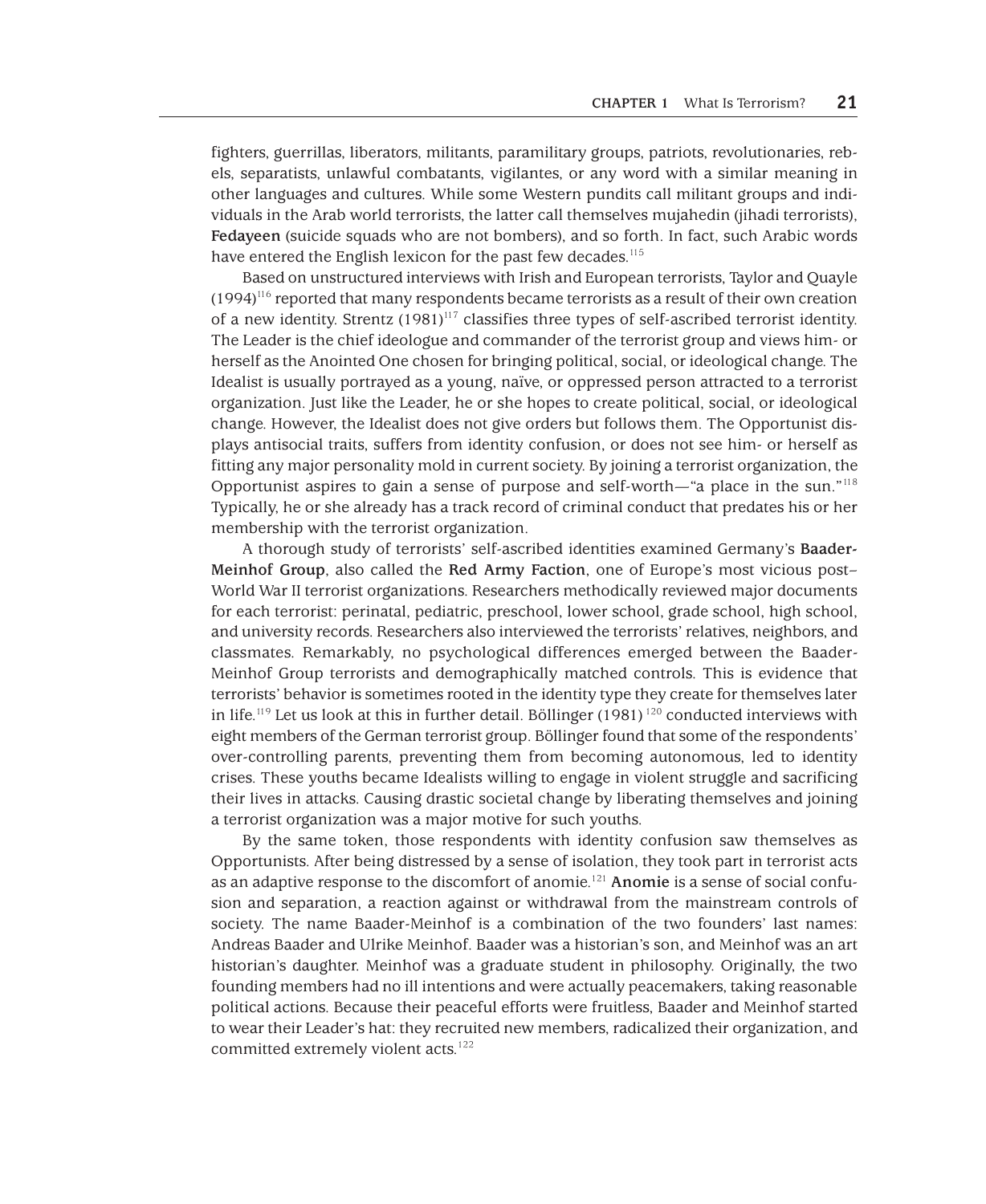fighters, guerrillas, liberators, militants, paramilitary groups, patriots, revolutionaries, rebels, separatists, unlawful combatants, vigilantes, or any word with a similar meaning in other languages and cultures. While some Western pundits call militant groups and individuals in the Arab world terrorists, the latter call themselves mujahedin (jihadi terrorists), **Fedayeen** (suicide squads who are not bombers), and so forth. In fact, such Arabic words have entered the English lexicon for the past few decades.[115]

Based on unstructured interviews with Irish and European terrorists, Taylor and Quayle (1994)[116] reported that many respondents became terrorists as a result of their own creation of a new identity. Strentz (1981)[117] classifies three types of self-ascribed terrorist identity. The Leader is the chief ideologue and commander of the terrorist group and views him- or herself as the Anointed One chosen for bringing political, social, or ideological change. The Idealist is usually portrayed as a young, naïve, or oppressed person attracted to a terrorist organization. Just like the Leader, he or she hopes to create political, social, or ideological change. However, the Idealist does not give orders but follows them. The Opportunist displays antisocial traits, suffers from identity confusion, or does not see him- or herself as fitting any major personality mold in current society. By joining a terrorist organization, the Opportunist aspires to gain a sense of purpose and self-worth—"a place in the sun."[118] Typically, he or she already has a track record of criminal conduct that predates his or her membership with the terrorist organization.

A thorough study of terrorists' self-ascribed identities examined Germany's **Baader-Meinhof Group**, also called the **Red Army Faction**, one of Europe's most vicious post–World War II terrorist organizations. Researchers methodically reviewed major documents for each terrorist: perinatal, pediatric, preschool, lower school, grade school, high school, and university records. Researchers also interviewed the terrorists' relatives, neighbors, and classmates. Remarkably, no psychological differences emerged between the Baader-Meinhof Group terrorists and demographically matched controls. This is evidence that terrorists' behavior is sometimes rooted in the identity type they create for themselves later in life.[119] Let us look at this in further detail. Böllinger (1981)[120] conducted interviews with eight members of the German terrorist group. Böllinger found that some of the respondents' over-controlling parents, preventing them from becoming autonomous, led to identity crises. These youths became Idealists willing to engage in violent struggle and sacrificing their lives in attacks. Causing drastic societal change by liberating themselves and joining a terrorist organization was a major motive for such youths.

By the same token, those respondents with identity confusion saw themselves as Opportunists. After being distressed by a sense of isolation, they took part in terrorist acts as an adaptive response to the discomfort of anomie.[121] **Anomie** is a sense of social confusion and separation, a reaction against or withdrawal from the mainstream controls of society. The name Baader-Meinhof is a combination of the two founders' last names: Andreas Baader and Ulrike Meinhof. Baader was a historian's son, and Meinhof was an art historian's daughter. Meinhof was a graduate student in philosophy. Originally, the two founding members had no ill intentions and were actually peacemakers, taking reasonable political actions. Because their peaceful efforts were fruitless, Baader and Meinhof started to wear their Leader's hat: they recruited new members, radicalized their organization, and committed extremely violent acts.[122]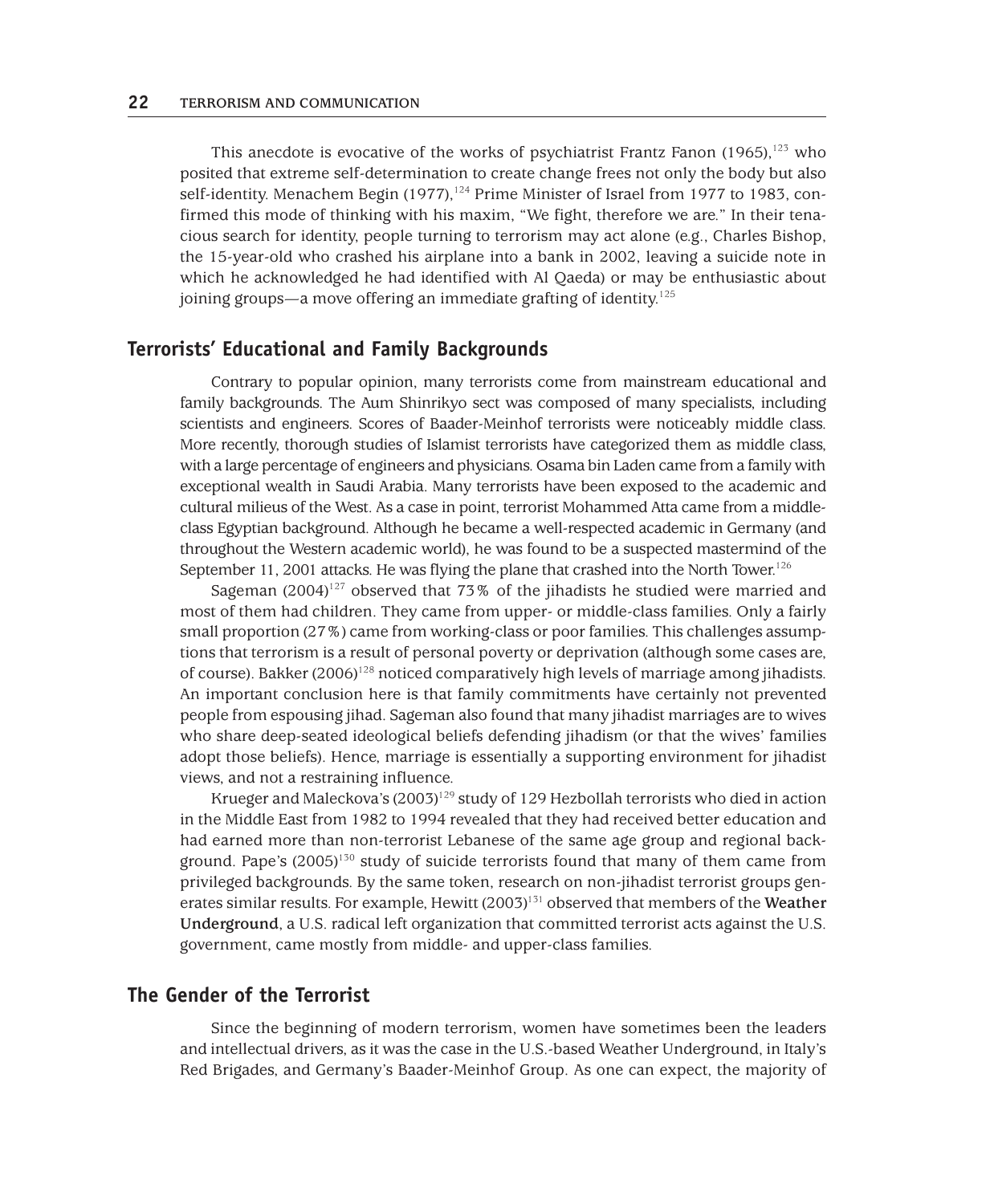This anecdote is evocative of the works of psychiatrist Frantz Fanon (1965),[123] who posited that extreme self-determination to create change frees not only the body but also self-identity. Menachem Begin (1977),[124] Prime Minister of Israel from 1977 to 1983, confirmed this mode of thinking with his maxim, "We fight, therefore we are." In their tenacious search for identity, people turning to terrorism may act alone (e.g., Charles Bishop, the 15-year-old who crashed his airplane into a bank in 2002, leaving a suicide note in which he acknowledged he had identified with Al Qaeda) or may be enthusiastic about joining groups—a move offering an immediate grafting of identity.[125]

## Terrorists' Educational and Family Backgrounds

Contrary to popular opinion, many terrorists come from mainstream educational and family backgrounds. The Aum Shinrikyo sect was composed of many specialists, including scientists and engineers. Scores of Baader-Meinhof terrorists were noticeably middle class. More recently, thorough studies of Islamist terrorists have categorized them as middle class, with a large percentage of engineers and physicians. Osama bin Laden came from a family with exceptional wealth in Saudi Arabia. Many terrorists have been exposed to the academic and cultural milieus of the West. As a case in point, terrorist Mohammed Atta came from a middle-class Egyptian background. Although he became a well-respected academic in Germany (and throughout the Western academic world), he was found to be a suspected mastermind of the September 11, 2001 attacks. He was flying the plane that crashed into the North Tower.[126]

Sageman (2004)[127] observed that 73% of the jihadists he studied were married and most of them had children. They came from upper- or middle-class families. Only a fairly small proportion (27%) came from working-class or poor families. This challenges assumptions that terrorism is a result of personal poverty or deprivation (although some cases are, of course). Bakker (2006)[128] noticed comparatively high levels of marriage among jihadists. An important conclusion here is that family commitments have certainly not prevented people from espousing jihad. Sageman also found that many jihadist marriages are to wives who share deep-seated ideological beliefs defending jihadism (or that the wives' families adopt those beliefs). Hence, marriage is essentially a supporting environment for jihadist views, and not a restraining influence.

Krueger and Maleckova's (2003)[129] study of 129 Hezbollah terrorists who died in action in the Middle East from 1982 to 1994 revealed that they had received better education and had earned more than non-terrorist Lebanese of the same age group and regional background. Pape's (2005)[130] study of suicide terrorists found that many of them came from privileged backgrounds. By the same token, research on non-jihadist terrorist groups generates similar results. For example, Hewitt (2003)[131] observed that members of the **Weather Underground**, a U.S. radical left organization that committed terrorist acts against the U.S. government, came mostly from middle- and upper-class families.

## The Gender of the Terrorist

Since the beginning of modern terrorism, women have sometimes been the leaders and intellectual drivers, as it was the case in the U.S.-based Weather Underground, in Italy's Red Brigades, and Germany's Baader-Meinhof Group. As one can expect, the majority of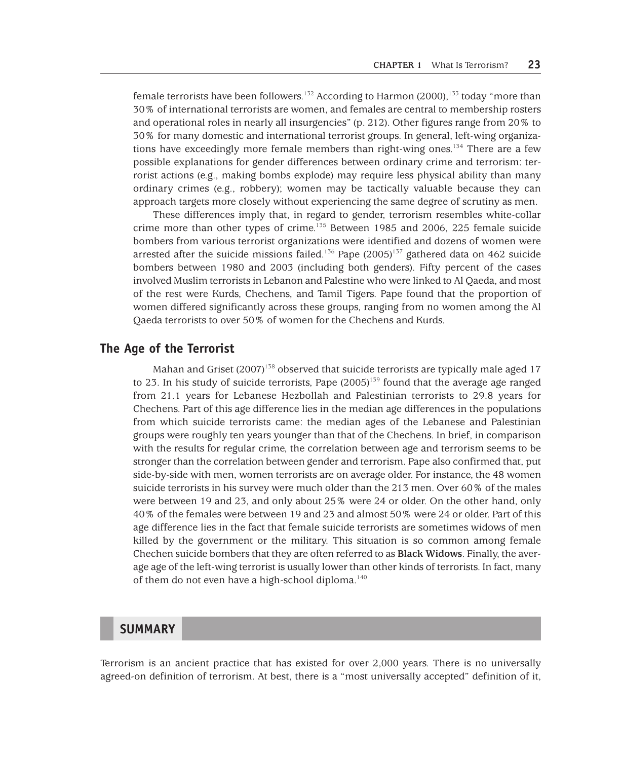female terrorists have been followers.[132] According to Harmon (2000),[133] today "more than 30% of international terrorists are women, and females are central to membership rosters and operational roles in nearly all insurgencies" (p. 212). Other figures range from 20% to 30% for many domestic and international terrorist groups. In general, left-wing organizations have exceedingly more female members than right-wing ones.[134] There are a few possible explanations for gender differences between ordinary crime and terrorism: terrorist actions (e.g., making bombs explode) may require less physical ability than many ordinary crimes (e.g., robbery); women may be tactically valuable because they can approach targets more closely without experiencing the same degree of scrutiny as men.

These differences imply that, in regard to gender, terrorism resembles white-collar crime more than other types of crime.[135] Between 1985 and 2006, 225 female suicide bombers from various terrorist organizations were identified and dozens of women were arrested after the suicide missions failed.[136] Pape (2005)[137] gathered data on 462 suicide bombers between 1980 and 2003 (including both genders). Fifty percent of the cases involved Muslim terrorists in Lebanon and Palestine who were linked to Al Qaeda, and most of the rest were Kurds, Chechens, and Tamil Tigers. Pape found that the proportion of women differed significantly across these groups, ranging from no women among the Al Qaeda terrorists to over 50% of women for the Chechens and Kurds.

## The Age of the Terrorist

Mahan and Griset (2007)[138] observed that suicide terrorists are typically male aged 17 to 23. In his study of suicide terrorists, Pape (2005)[139] found that the average age ranged from 21.1 years for Lebanese Hezbollah and Palestinian terrorists to 29.8 years for Chechens. Part of this age difference lies in the median age differences in the populations from which suicide terrorists came: the median ages of the Lebanese and Palestinian groups were roughly ten years younger than that of the Chechens. In brief, in comparison with the results for regular crime, the correlation between age and terrorism seems to be stronger than the correlation between gender and terrorism. Pape also confirmed that, put side-by-side with men, women terrorists are on average older. For instance, the 48 women suicide terrorists in his survey were much older than the 213 men. Over 60% of the males were between 19 and 23, and only about 25% were 24 or older. On the other hand, only 40% of the females were between 19 and 23 and almost 50% were 24 or older. Part of this age difference lies in the fact that female suicide terrorists are sometimes widows of men killed by the government or the military. This situation is so common among female Chechen suicide bombers that they are often referred to as **Black Widows**. Finally, the average age of the left-wing terrorist is usually lower than other kinds of terrorists. In fact, many of them do not even have a high-school diploma.[140]

## SUMMARY

Terrorism is an ancient practice that has existed for over 2,000 years. There is no universally agreed-on definition of terrorism. At best, there is a "most universally accepted" definition of it,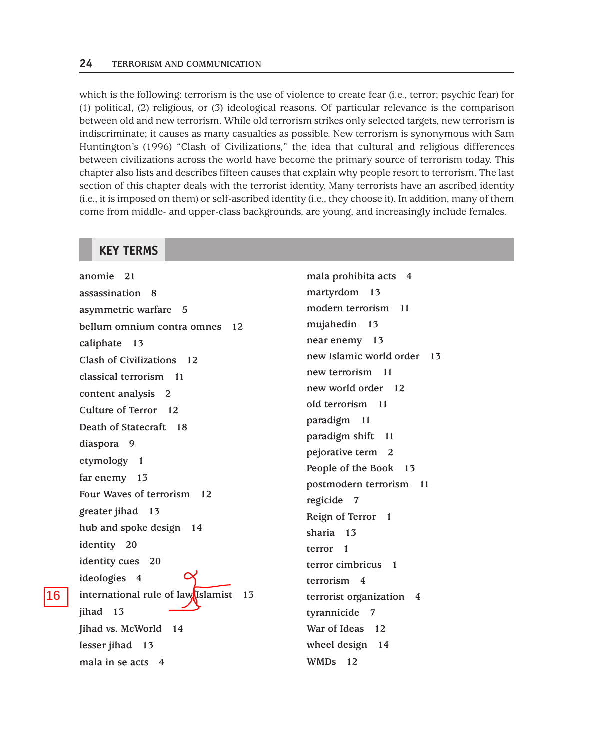which is the following: terrorism is the use of violence to create fear (i.e., terror; psychic fear) for (1) political, (2) religious, or (3) ideological reasons. Of particular relevance is the comparison between old and new terrorism. While old terrorism strikes only selected targets, new terrorism is indiscriminate; it causes as many casualties as possible. New terrorism is synonymous with Sam Huntington's (1996) "Clash of Civilizations," the idea that cultural and religious differences between civilizations across the world have become the primary source of terrorism today. This chapter also lists and describes fifteen causes that explain why people resort to terrorism. The last section of this chapter deals with the terrorist identity. Many terrorists have an ascribed identity (i.e., it is imposed on them) or self-ascribed identity (i.e., they choose it). In addition, many of them come from middle- and upper-class backgrounds, are young, and increasingly include females.

## KEY TERMS

anomie 21
assassination 8
asymmetric warfare 5
bellum omnium contra omnes 12
caliphate 13
Clash of Civilizations 12
classical terrorism 11
content analysis 2
Culture of Terror 12
Death of Statecraft 18
diaspora 9
etymology 1
far enemy 13
Four Waves of terrorism 12
greater jihad 13
hub and spoke design 14
identity 20
identity cues 20
ideologies 4
international rule of law Islamist 13
jihad 13
Jihad vs. McWorld 14
lesser jihad 13
mala in se acts 4
mala prohibita acts 4
martyrdom 13
modern terrorism 11
mujahedin 13
near enemy 13
new Islamic world order 13
new terrorism 11
new world order 12
old terrorism 11
paradigm 11
paradigm shift 11
pejorative term 2
People of the Book 13
postmodern terrorism 11
regicide 7
Reign of Terror 1
sharia 13
terror 1
terror cimbricus 1
terrorism 4
terrorist organization 4
tyrannicide 7
War of Ideas 12
wheel design 14
WMDs 12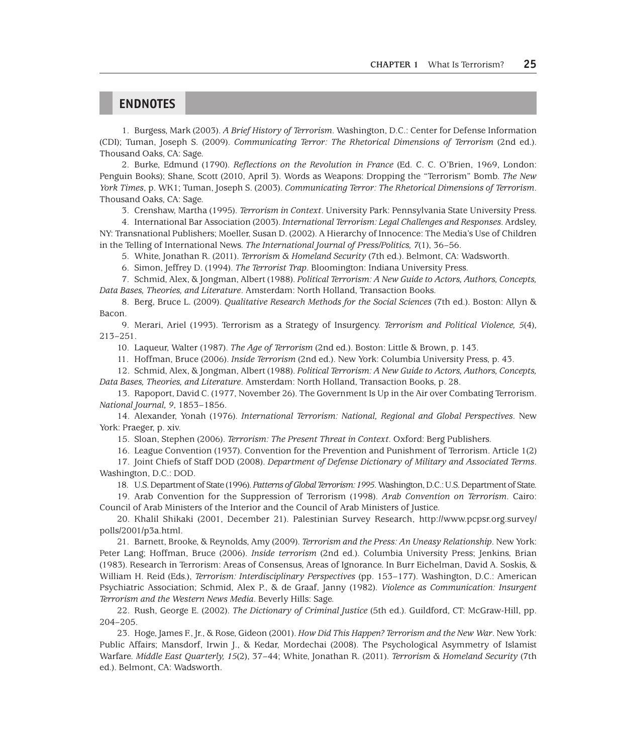## ENDNOTES

1. Burgess, Mark (2003). *A Brief History of Terrorism*. Washington, D.C.: Center for Defense Information (CDI); Tuman, Joseph S. (2009). *Communicating Terror: The Rhetorical Dimensions of Terrorism* (2nd ed.). Thousand Oaks, CA: Sage.

2. Burke, Edmund (1790). *Reflections on the Revolution in France* (Ed. C. C. O'Brien, 1969, London: Penguin Books); Shane, Scott (2010, April 3). Words as Weapons: Dropping the "Terrorism" Bomb. *The New York Times*, p. WK1; Tuman, Joseph S. (2003). *Communicating Terror: The Rhetorical Dimensions of Terrorism*. Thousand Oaks, CA: Sage.

3. Crenshaw, Martha (1995). *Terrorism in Context*. University Park: Pennsylvania State University Press.

4. International Bar Association (2003). *International Terrorism: Legal Challenges and Responses*. Ardsley, NY: Transnational Publishers; Moeller, Susan D. (2002). A Hierarchy of Innocence: The Media's Use of Children in the Telling of International News. *The International Journal of Press/Politics, 7*(1), 36–56.

5. White, Jonathan R. (2011). *Terrorism & Homeland Security* (7th ed.). Belmont, CA: Wadsworth.

6. Simon, Jeffrey D. (1994). *The Terrorist Trap*. Bloomington: Indiana University Press.

7. Schmid, Alex, & Jongman, Albert (1988). *Political Terrorism: A New Guide to Actors, Authors, Concepts, Data Bases, Theories, and Literature*. Amsterdam: North Holland, Transaction Books.

8. Berg, Bruce L. (2009). *Qualitative Research Methods for the Social Sciences* (7th ed.). Boston: Allyn & Bacon.

9. Merari, Ariel (1993). Terrorism as a Strategy of Insurgency. *Terrorism and Political Violence, 5*(4), 213–251.

10. Laqueur, Walter (1987). *The Age of Terrorism* (2nd ed.). Boston: Little & Brown, p. 143.

11. Hoffman, Bruce (2006). *Inside Terrorism* (2nd ed.). New York: Columbia University Press, p. 43.

12. Schmid, Alex, & Jongman, Albert (1988). *Political Terrorism: A New Guide to Actors, Authors, Concepts, Data Bases, Theories, and Literature*. Amsterdam: North Holland, Transaction Books, p. 28.

13. Rapoport, David C. (1977, November 26). The Government Is Up in the Air over Combating Terrorism. *National Journal, 9*, 1853–1856.

14. Alexander, Yonah (1976). *International Terrorism: National, Regional and Global Perspectives*. New York: Praeger, p. xiv.

15. Sloan, Stephen (2006). *Terrorism: The Present Threat in Context*. Oxford: Berg Publishers.

16. League Convention (1937). Convention for the Prevention and Punishment of Terrorism. Article 1(2)

17. Joint Chiefs of Staff DOD (2008). *Department of Defense Dictionary of Military and Associated Terms*. Washington, D.C.: DOD.

18. U.S. Department of State (1996). *Patterns of Global Terrorism: 1995*. Washington, D.C.: U.S. Department of State.

19. Arab Convention for the Suppression of Terrorism (1998). *Arab Convention on Terrorism*. Cairo: Council of Arab Ministers of the Interior and the Council of Arab Ministers of Justice.

20. Khalil Shikaki (2001, December 21). Palestinian Survey Research, http://www.pcpsr.org.survey/polls/2001/p3a.html.

21. Barnett, Brooke, & Reynolds, Amy (2009). *Terrorism and the Press: An Uneasy Relationship*. New York: Peter Lang; Hoffman, Bruce (2006). *Inside terrorism* (2nd ed.). Columbia University Press; Jenkins, Brian (1983). Research in Terrorism: Areas of Consensus, Areas of Ignorance. In Burr Eichelman, David A. Soskis, & William H. Reid (Eds.), *Terrorism: Interdisciplinary Perspectives* (pp. 153–177). Washington, D.C.: American Psychiatric Association; Schmid, Alex P., & de Graaf, Janny (1982). *Violence as Communication: Insurgent Terrorism and the Western News Media*. Beverly Hills: Sage.

22. Rush, George E. (2002). *The Dictionary of Criminal Justice* (5th ed.). Guildford, CT: McGraw-Hill, pp. 204–205.

23. Hoge, James F., Jr., & Rose, Gideon (2001). *How Did This Happen? Terrorism and the New War*. New York: Public Affairs; Mansdorf, Irwin J., & Kedar, Mordechai (2008). The Psychological Asymmetry of Islamist Warfare. *Middle East Quarterly, 15*(2), 37–44; White, Jonathan R. (2011). *Terrorism & Homeland Security* (7th ed.). Belmont, CA: Wadsworth.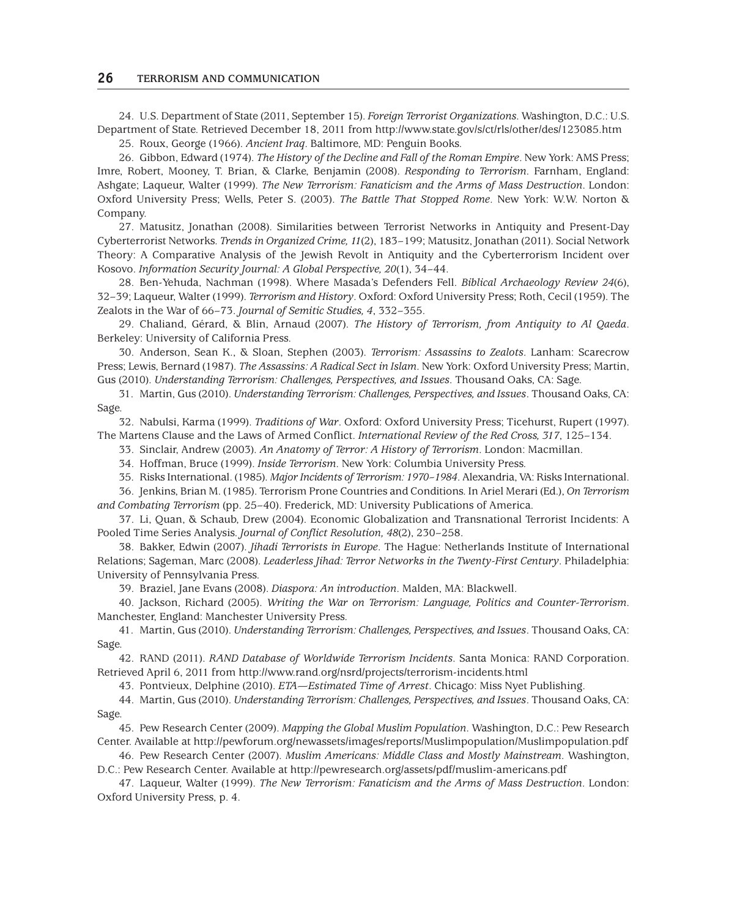24. U.S. Department of State (2011, September 15). *Foreign Terrorist Organizations*. Washington, D.C.: U.S. Department of State. Retrieved December 18, 2011 from http://www.state.gov/s/ct/rls/other/des/123085.htm

25. Roux, George (1966). *Ancient Iraq*. Baltimore, MD: Penguin Books.

26. Gibbon, Edward (1974). *The History of the Decline and Fall of the Roman Empire*. New York: AMS Press; Imre, Robert, Mooney, T. Brian, & Clarke, Benjamin (2008). *Responding to Terrorism*. Farnham, England: Ashgate; Laqueur, Walter (1999). *The New Terrorism: Fanaticism and the Arms of Mass Destruction*. London: Oxford University Press; Wells, Peter S. (2003). *The Battle That Stopped Rome*. New York: W.W. Norton & Company.

27. Matusitz, Jonathan (2008). Similarities between Terrorist Networks in Antiquity and Present-Day Cyberterrorist Networks. *Trends in Organized Crime, 11*(2), 183–199; Matusitz, Jonathan (2011). Social Network Theory: A Comparative Analysis of the Jewish Revolt in Antiquity and the Cyberterrorism Incident over Kosovo. *Information Security Journal: A Global Perspective, 20*(1), 34–44.

28. Ben-Yehuda, Nachman (1998). Where Masada's Defenders Fell. *Biblical Archaeology Review 24*(6), 32–39; Laqueur, Walter (1999). *Terrorism and History*. Oxford: Oxford University Press; Roth, Cecil (1959). The Zealots in the War of 66–73. *Journal of Semitic Studies, 4*, 332–355.

29. Chaliand, Gérard, & Blin, Arnaud (2007). *The History of Terrorism, from Antiquity to Al Qaeda*. Berkeley: University of California Press.

30. Anderson, Sean K., & Sloan, Stephen (2003). *Terrorism: Assassins to Zealots*. Lanham: Scarecrow Press; Lewis, Bernard (1987). *The Assassins: A Radical Sect in Islam*. New York: Oxford University Press; Martin, Gus (2010). *Understanding Terrorism: Challenges, Perspectives, and Issues*. Thousand Oaks, CA: Sage.

31. Martin, Gus (2010). *Understanding Terrorism: Challenges, Perspectives, and Issues*. Thousand Oaks, CA: Sage.

32. Nabulsi, Karma (1999). *Traditions of War*. Oxford: Oxford University Press; Ticehurst, Rupert (1997). The Martens Clause and the Laws of Armed Conflict. *International Review of the Red Cross, 317*, 125–134.

33. Sinclair, Andrew (2003). *An Anatomy of Terror: A History of Terrorism*. London: Macmillan.

34. Hoffman, Bruce (1999). *Inside Terrorism*. New York: Columbia University Press.

35. Risks International. (1985). *Major Incidents of Terrorism: 1970–1984*. Alexandria, VA: Risks International.

36. Jenkins, Brian M. (1985). Terrorism Prone Countries and Conditions. In Ariel Merari (Ed.), *On Terrorism and Combating Terrorism* (pp. 25–40). Frederick, MD: University Publications of America.

37. Li, Quan, & Schaub, Drew (2004). Economic Globalization and Transnational Terrorist Incidents: A Pooled Time Series Analysis. *Journal of Conflict Resolution, 48*(2), 230–258.

38. Bakker, Edwin (2007). *Jihadi Terrorists in Europe*. The Hague: Netherlands Institute of International Relations; Sageman, Marc (2008). *Leaderless Jihad: Terror Networks in the Twenty-First Century*. Philadelphia: University of Pennsylvania Press.

39. Braziel, Jane Evans (2008). *Diaspora: An introduction*. Malden, MA: Blackwell.

40. Jackson, Richard (2005). *Writing the War on Terrorism: Language, Politics and Counter-Terrorism*. Manchester, England: Manchester University Press.

41. Martin, Gus (2010). *Understanding Terrorism: Challenges, Perspectives, and Issues*. Thousand Oaks, CA: Sage.

42. RAND (2011). *RAND Database of Worldwide Terrorism Incidents*. Santa Monica: RAND Corporation. Retrieved April 6, 2011 from http://www.rand.org/nsrd/projects/terrorism-incidents.html

43. Pontvieux, Delphine (2010). *ETA—Estimated Time of Arrest*. Chicago: Miss Nyet Publishing.

44. Martin, Gus (2010). *Understanding Terrorism: Challenges, Perspectives, and Issues*. Thousand Oaks, CA: Sage.

45. Pew Research Center (2009). *Mapping the Global Muslim Population*. Washington, D.C.: Pew Research Center. Available at http://pewforum.org/newassets/images/reports/Muslimpopulation/Muslimpopulation.pdf

46. Pew Research Center (2007). *Muslim Americans: Middle Class and Mostly Mainstream*. Washington, D.C.: Pew Research Center. Available at http://pewresearch.org/assets/pdf/muslim-americans.pdf

47. Laqueur, Walter (1999). *The New Terrorism: Fanaticism and the Arms of Mass Destruction*. London: Oxford University Press, p. 4.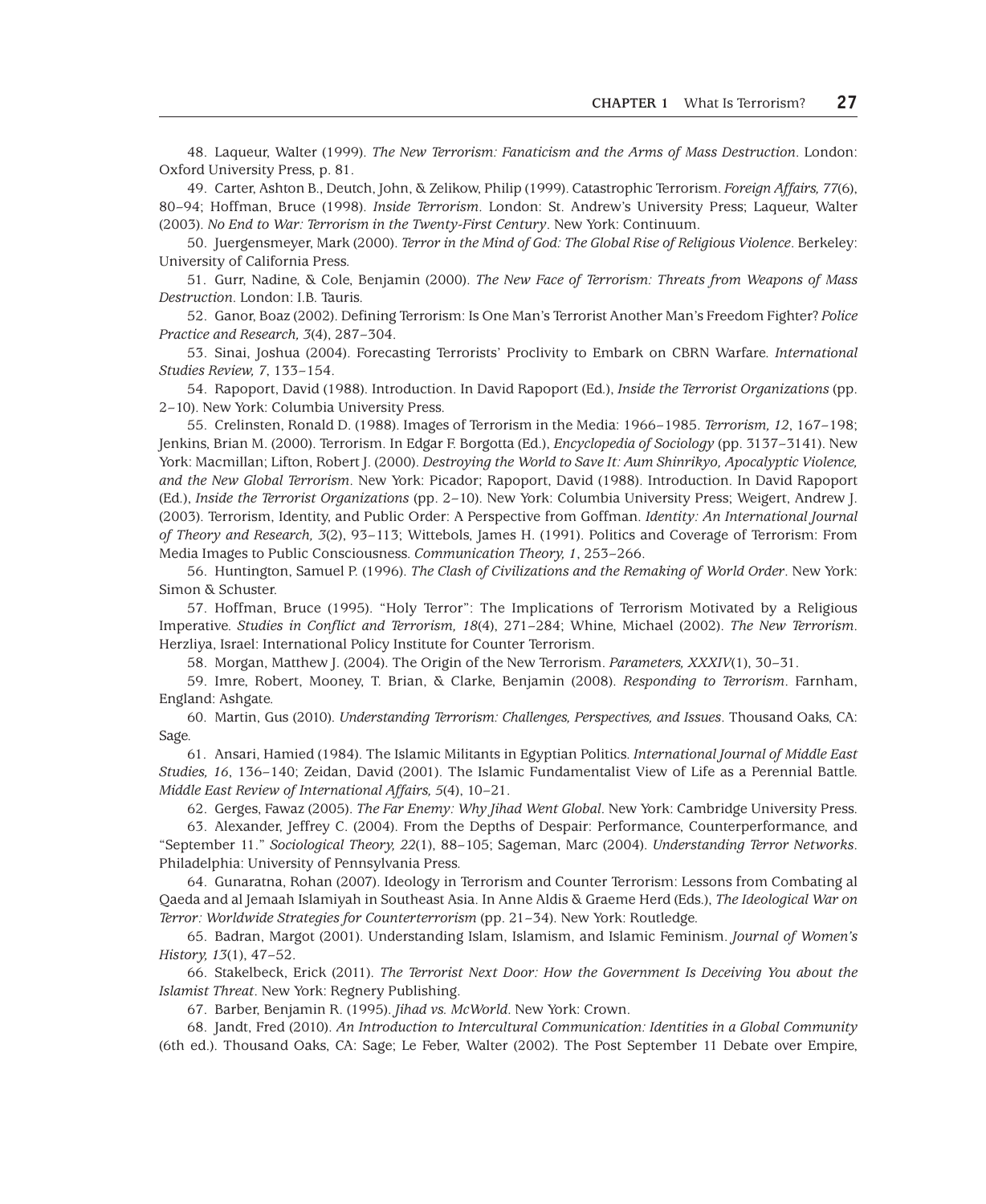48. Laqueur, Walter (1999). *The New Terrorism: Fanaticism and the Arms of Mass Destruction*. London: Oxford University Press, p. 81.

49. Carter, Ashton B., Deutch, John, & Zelikow, Philip (1999). Catastrophic Terrorism. *Foreign Affairs, 77*(6), 80–94; Hoffman, Bruce (1998). *Inside Terrorism*. London: St. Andrew's University Press; Laqueur, Walter (2003). *No End to War: Terrorism in the Twenty-First Century*. New York: Continuum.

50. Juergensmeyer, Mark (2000). *Terror in the Mind of God: The Global Rise of Religious Violence*. Berkeley: University of California Press.

51. Gurr, Nadine, & Cole, Benjamin (2000). *The New Face of Terrorism: Threats from Weapons of Mass Destruction*. London: I.B. Tauris.

52. Ganor, Boaz (2002). Defining Terrorism: Is One Man's Terrorist Another Man's Freedom Fighter? *Police Practice and Research, 3*(4), 287–304.

53. Sinai, Joshua (2004). Forecasting Terrorists' Proclivity to Embark on CBRN Warfare. *International Studies Review, 7*, 133–154.

54. Rapoport, David (1988). Introduction. In David Rapoport (Ed.), *Inside the Terrorist Organizations* (pp. 2–10). New York: Columbia University Press.

55. Crelinsten, Ronald D. (1988). Images of Terrorism in the Media: 1966–1985. *Terrorism, 12*, 167–198; Jenkins, Brian M. (2000). Terrorism. In Edgar F. Borgotta (Ed.), *Encyclopedia of Sociology* (pp. 3137–3141). New York: Macmillan; Lifton, Robert J. (2000). *Destroying the World to Save It: Aum Shinrikyo, Apocalyptic Violence, and the New Global Terrorism*. New York: Picador; Rapoport, David (1988). Introduction. In David Rapoport (Ed.), *Inside the Terrorist Organizations* (pp. 2–10). New York: Columbia University Press; Weigert, Andrew J. (2003). Terrorism, Identity, and Public Order: A Perspective from Goffman. *Identity: An International Journal of Theory and Research, 3*(2), 93–113; Wittebols, James H. (1991). Politics and Coverage of Terrorism: From Media Images to Public Consciousness. *Communication Theory, 1*, 253–266.

56. Huntington, Samuel P. (1996). *The Clash of Civilizations and the Remaking of World Order*. New York: Simon & Schuster.

57. Hoffman, Bruce (1995). "Holy Terror": The Implications of Terrorism Motivated by a Religious Imperative. *Studies in Conflict and Terrorism, 18*(4), 271–284; Whine, Michael (2002). *The New Terrorism*. Herzliya, Israel: International Policy Institute for Counter Terrorism.

58. Morgan, Matthew J. (2004). The Origin of the New Terrorism. *Parameters, XXXIV*(1), 30–31.

59. Imre, Robert, Mooney, T. Brian, & Clarke, Benjamin (2008). *Responding to Terrorism*. Farnham, England: Ashgate.

60. Martin, Gus (2010). *Understanding Terrorism: Challenges, Perspectives, and Issues*. Thousand Oaks, CA: Sage.

61. Ansari, Hamied (1984). The Islamic Militants in Egyptian Politics. *International Journal of Middle East Studies, 16*, 136–140; Zeidan, David (2001). The Islamic Fundamentalist View of Life as a Perennial Battle. *Middle East Review of International Affairs, 5*(4), 10–21.

62. Gerges, Fawaz (2005). *The Far Enemy: Why Jihad Went Global*. New York: Cambridge University Press.

63. Alexander, Jeffrey C. (2004). From the Depths of Despair: Performance, Counterperformance, and "September 11." *Sociological Theory, 22*(1), 88–105; Sageman, Marc (2004). *Understanding Terror Networks*. Philadelphia: University of Pennsylvania Press.

64. Gunaratna, Rohan (2007). Ideology in Terrorism and Counter Terrorism: Lessons from Combating al Qaeda and al Jemaah Islamiyah in Southeast Asia. In Anne Aldis & Graeme Herd (Eds.), *The Ideological War on Terror: Worldwide Strategies for Counterterrorism* (pp. 21–34). New York: Routledge.

65. Badran, Margot (2001). Understanding Islam, Islamism, and Islamic Feminism. *Journal of Women's History, 13*(1), 47–52.

66. Stakelbeck, Erick (2011). *The Terrorist Next Door: How the Government Is Deceiving You about the Islamist Threat*. New York: Regnery Publishing.

67. Barber, Benjamin R. (1995). *Jihad vs. McWorld*. New York: Crown.

68. Jandt, Fred (2010). *An Introduction to Intercultural Communication: Identities in a Global Community* (6th ed.). Thousand Oaks, CA: Sage; Le Feber, Walter (2002). The Post September 11 Debate over Empire,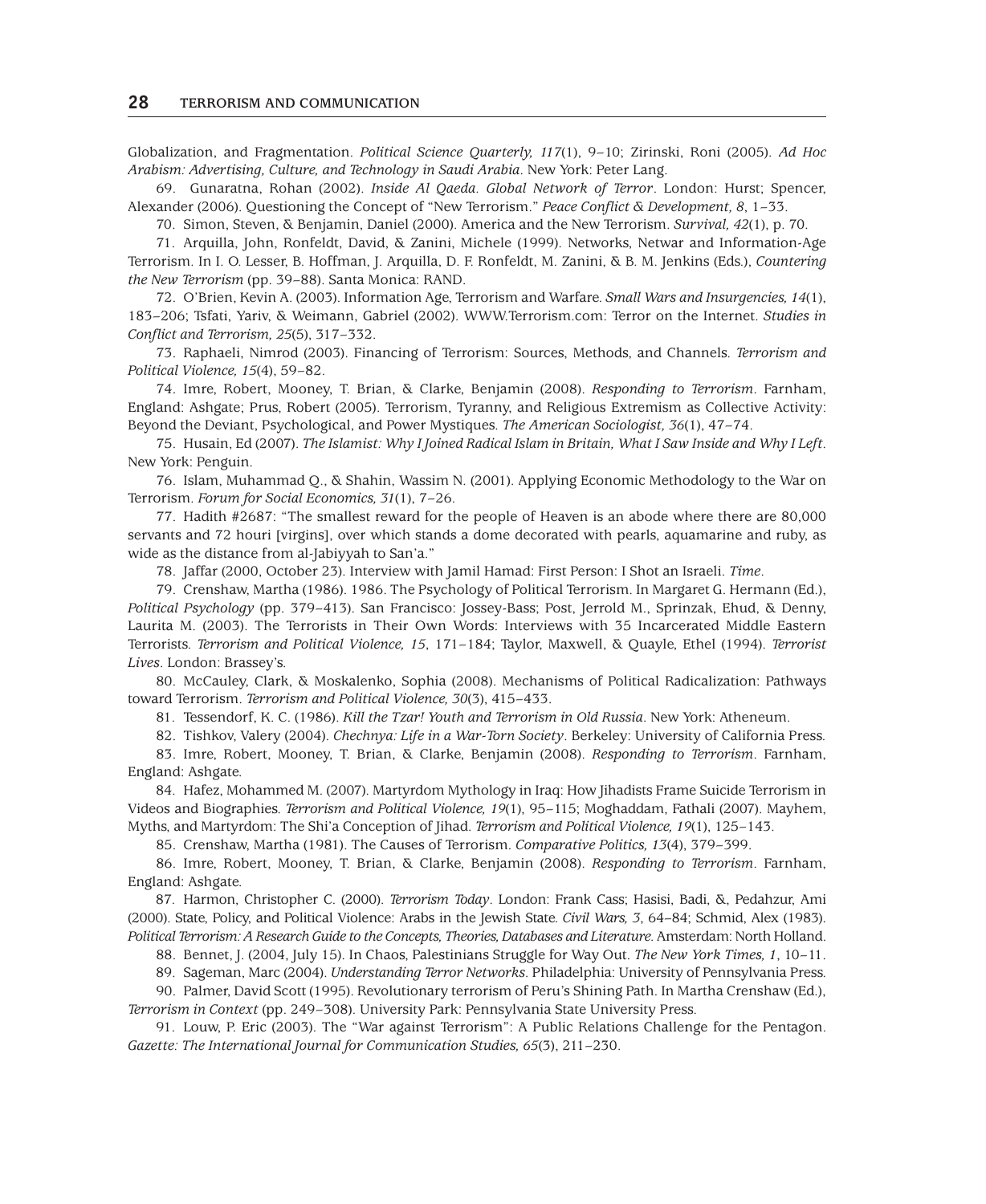Globalization, and Fragmentation. *Political Science Quarterly, 117*(1), 9–10; Zirinski, Roni (2005). *Ad Hoc Arabism: Advertising, Culture, and Technology in Saudi Arabia*. New York: Peter Lang.

69. Gunaratna, Rohan (2002). *Inside Al Qaeda. Global Network of Terror*. London: Hurst; Spencer, Alexander (2006). Questioning the Concept of "New Terrorism." *Peace Conflict & Development, 8*, 1–33.

70. Simon, Steven, & Benjamin, Daniel (2000). America and the New Terrorism. *Survival, 42*(1), p. 70.

71. Arquilla, John, Ronfeldt, David, & Zanini, Michele (1999). Networks, Netwar and Information-Age Terrorism. In I. O. Lesser, B. Hoffman, J. Arquilla, D. F. Ronfeldt, M. Zanini, & B. M. Jenkins (Eds.), *Countering the New Terrorism* (pp. 39–88). Santa Monica: RAND.

72. O'Brien, Kevin A. (2003). Information Age, Terrorism and Warfare. *Small Wars and Insurgencies, 14*(1), 183–206; Tsfati, Yariv, & Weimann, Gabriel (2002). WWW.Terrorism.com: Terror on the Internet. *Studies in Conflict and Terrorism, 25*(5), 317–332.

73. Raphaeli, Nimrod (2003). Financing of Terrorism: Sources, Methods, and Channels. *Terrorism and Political Violence, 15*(4), 59–82.

74. Imre, Robert, Mooney, T. Brian, & Clarke, Benjamin (2008). *Responding to Terrorism*. Farnham, England: Ashgate; Prus, Robert (2005). Terrorism, Tyranny, and Religious Extremism as Collective Activity: Beyond the Deviant, Psychological, and Power Mystiques. *The American Sociologist, 36*(1), 47–74.

75. Husain, Ed (2007). *The Islamist: Why I Joined Radical Islam in Britain, What I Saw Inside and Why I Left*. New York: Penguin.

76. Islam, Muhammad Q., & Shahin, Wassim N. (2001). Applying Economic Methodology to the War on Terrorism. *Forum for Social Economics, 31*(1), 7–26.

77. Hadith #2687: "The smallest reward for the people of Heaven is an abode where there are 80,000 servants and 72 houri [virgins], over which stands a dome decorated with pearls, aquamarine and ruby, as wide as the distance from al-Jabiyyah to San'a."

78. Jaffar (2000, October 23). Interview with Jamil Hamad: First Person: I Shot an Israeli. *Time*.

79. Crenshaw, Martha (1986). 1986. The Psychology of Political Terrorism. In Margaret G. Hermann (Ed.), *Political Psychology* (pp. 379–413). San Francisco: Jossey-Bass; Post, Jerrold M., Sprinzak, Ehud, & Denny, Laurita M. (2003). The Terrorists in Their Own Words: Interviews with 35 Incarcerated Middle Eastern Terrorists. *Terrorism and Political Violence, 15*, 171–184; Taylor, Maxwell, & Quayle, Ethel (1994). *Terrorist Lives*. London: Brassey's.

80. McCauley, Clark, & Moskalenko, Sophia (2008). Mechanisms of Political Radicalization: Pathways toward Terrorism. *Terrorism and Political Violence, 30*(3), 415–433.

81. Tessendorf, K. C. (1986). *Kill the Tzar! Youth and Terrorism in Old Russia*. New York: Atheneum.

82. Tishkov, Valery (2004). *Chechnya: Life in a War-Torn Society*. Berkeley: University of California Press.

83. Imre, Robert, Mooney, T. Brian, & Clarke, Benjamin (2008). *Responding to Terrorism*. Farnham, England: Ashgate.

84. Hafez, Mohammed M. (2007). Martyrdom Mythology in Iraq: How Jihadists Frame Suicide Terrorism in Videos and Biographies. *Terrorism and Political Violence, 19*(1), 95–115; Moghaddam, Fathali (2007). Mayhem, Myths, and Martyrdom: The Shi'a Conception of Jihad. *Terrorism and Political Violence, 19*(1), 125–143.

85. Crenshaw, Martha (1981). The Causes of Terrorism. *Comparative Politics, 13*(4), 379–399.

86. Imre, Robert, Mooney, T. Brian, & Clarke, Benjamin (2008). *Responding to Terrorism*. Farnham, England: Ashgate.

87. Harmon, Christopher C. (2000). *Terrorism Today*. London: Frank Cass; Hasisi, Badi, &, Pedahzur, Ami (2000). State, Policy, and Political Violence: Arabs in the Jewish State. *Civil Wars, 3*, 64–84; Schmid, Alex (1983). *Political Terrorism: A Research Guide to the Concepts, Theories, Databases and Literature*. Amsterdam: North Holland.

88. Bennet, J. (2004, July 15). In Chaos, Palestinians Struggle for Way Out. *The New York Times, 1*, 10–11.

89. Sageman, Marc (2004). *Understanding Terror Networks*. Philadelphia: University of Pennsylvania Press.

90. Palmer, David Scott (1995). Revolutionary terrorism of Peru's Shining Path. In Martha Crenshaw (Ed.), *Terrorism in Context* (pp. 249–308). University Park: Pennsylvania State University Press.

91. Louw, P. Eric (2003). The "War against Terrorism": A Public Relations Challenge for the Pentagon. *Gazette: The International Journal for Communication Studies, 65*(3), 211–230.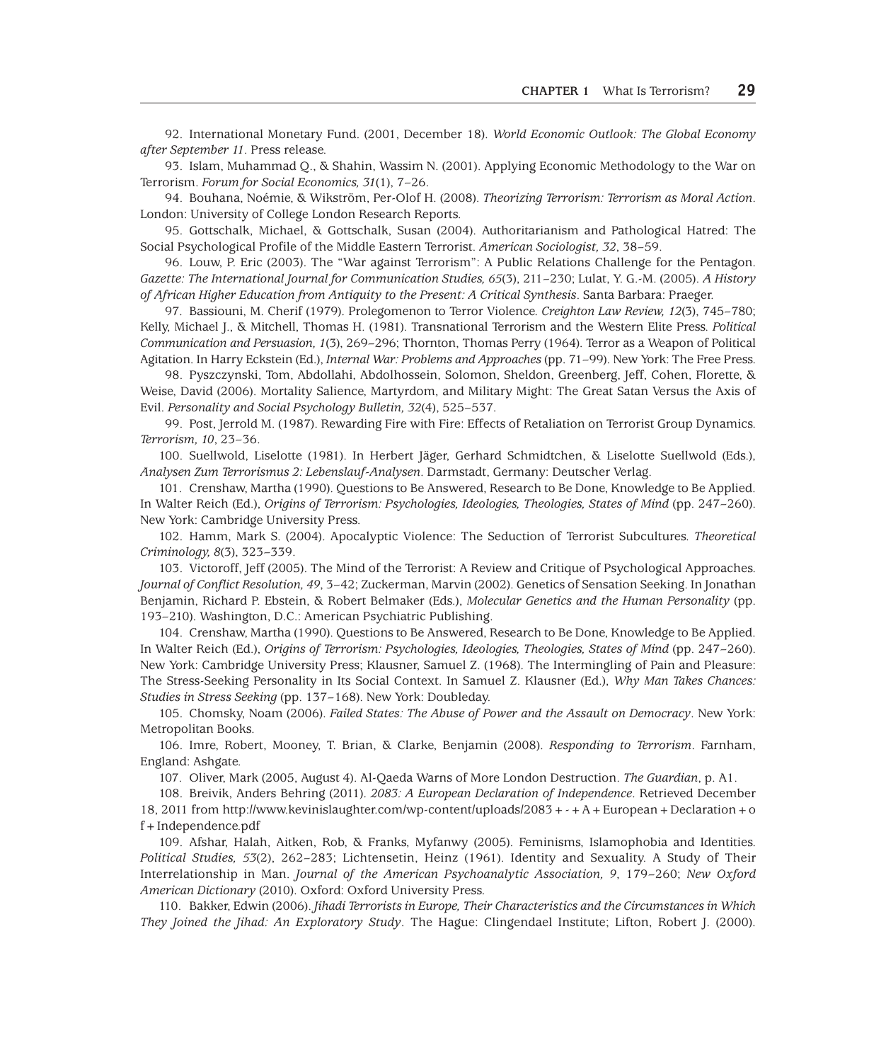92. International Monetary Fund. (2001, December 18). *World Economic Outlook: The Global Economy after September 11*. Press release.

93. Islam, Muhammad Q., & Shahin, Wassim N. (2001). Applying Economic Methodology to the War on Terrorism. *Forum for Social Economics, 31*(1), 7–26.

94. Bouhana, Noémie, & Wikström, Per-Olof H. (2008). *Theorizing Terrorism: Terrorism as Moral Action*. London: University of College London Research Reports.

95. Gottschalk, Michael, & Gottschalk, Susan (2004). Authoritarianism and Pathological Hatred: The Social Psychological Profile of the Middle Eastern Terrorist. *American Sociologist, 32*, 38–59.

96. Louw, P. Eric (2003). The "War against Terrorism": A Public Relations Challenge for the Pentagon. *Gazette: The International Journal for Communication Studies, 65*(3), 211–230; Lulat, Y. G.-M. (2005). *A History of African Higher Education from Antiquity to the Present: A Critical Synthesis*. Santa Barbara: Praeger.

97. Bassiouni, M. Cherif (1979). Prolegomenon to Terror Violence. *Creighton Law Review, 12*(3), 745–780; Kelly, Michael J., & Mitchell, Thomas H. (1981). Transnational Terrorism and the Western Elite Press. *Political Communication and Persuasion, 1*(3), 269–296; Thornton, Thomas Perry (1964). Terror as a Weapon of Political Agitation. In Harry Eckstein (Ed.), *Internal War: Problems and Approaches* (pp. 71–99). New York: The Free Press.

98. Pyszczynski, Tom, Abdollahi, Abdolhossein, Solomon, Sheldon, Greenberg, Jeff, Cohen, Florette, & Weise, David (2006). Mortality Salience, Martyrdom, and Military Might: The Great Satan Versus the Axis of Evil. *Personality and Social Psychology Bulletin, 32*(4), 525–537.

99. Post, Jerrold M. (1987). Rewarding Fire with Fire: Effects of Retaliation on Terrorist Group Dynamics. *Terrorism, 10*, 23–36.

100. Suellwold, Liselotte (1981). In Herbert Jäger, Gerhard Schmidtchen, & Liselotte Suellwold (Eds.), *Analysen Zum Terrorismus 2: Lebenslauf-Analysen*. Darmstadt, Germany: Deutscher Verlag.

101. Crenshaw, Martha (1990). Questions to Be Answered, Research to Be Done, Knowledge to Be Applied. In Walter Reich (Ed.), *Origins of Terrorism: Psychologies, Ideologies, Theologies, States of Mind* (pp. 247–260). New York: Cambridge University Press.

102. Hamm, Mark S. (2004). Apocalyptic Violence: The Seduction of Terrorist Subcultures. *Theoretical Criminology, 8*(3), 323–339.

103. Victoroff, Jeff (2005). The Mind of the Terrorist: A Review and Critique of Psychological Approaches. *Journal of Conflict Resolution, 49*, 3–42; Zuckerman, Marvin (2002). Genetics of Sensation Seeking. In Jonathan Benjamin, Richard P. Ebstein, & Robert Belmaker (Eds.), *Molecular Genetics and the Human Personality* (pp. 193–210). Washington, D.C.: American Psychiatric Publishing.

104. Crenshaw, Martha (1990). Questions to Be Answered, Research to Be Done, Knowledge to Be Applied. In Walter Reich (Ed.), *Origins of Terrorism: Psychologies, Ideologies, Theologies, States of Mind* (pp. 247–260). New York: Cambridge University Press; Klausner, Samuel Z. (1968). The Intermingling of Pain and Pleasure: The Stress-Seeking Personality in Its Social Context. In Samuel Z. Klausner (Ed.), *Why Man Takes Chances: Studies in Stress Seeking* (pp. 137–168). New York: Doubleday.

105. Chomsky, Noam (2006). *Failed States: The Abuse of Power and the Assault on Democracy*. New York: Metropolitan Books.

106. Imre, Robert, Mooney, T. Brian, & Clarke, Benjamin (2008). *Responding to Terrorism*. Farnham, England: Ashgate.

107. Oliver, Mark (2005, August 4). Al-Qaeda Warns of More London Destruction. *The Guardian*, p. A1.

108. Breivik, Anders Behring (2011). *2083: A European Declaration of Independence*. Retrieved December 18, 2011 from http://www.kevinislaughter.com/wp-content/uploads/2083+-+A+European+Declaration+of+Independence.pdf

109. Afshar, Halah, Aitken, Rob, & Franks, Myfanwy (2005). Feminisms, Islamophobia and Identities. *Political Studies, 53*(2), 262–283; Lichtensetin, Heinz (1961). Identity and Sexuality. A Study of Their Interrelationship in Man. *Journal of the American Psychoanalytic Association, 9*, 179–260; *New Oxford American Dictionary* (2010). Oxford: Oxford University Press.

110. Bakker, Edwin (2006). *Jihadi Terrorists in Europe, Their Characteristics and the Circumstances in Which They Joined the Jihad: An Exploratory Study*. The Hague: Clingendael Institute; Lifton, Robert J. (2000).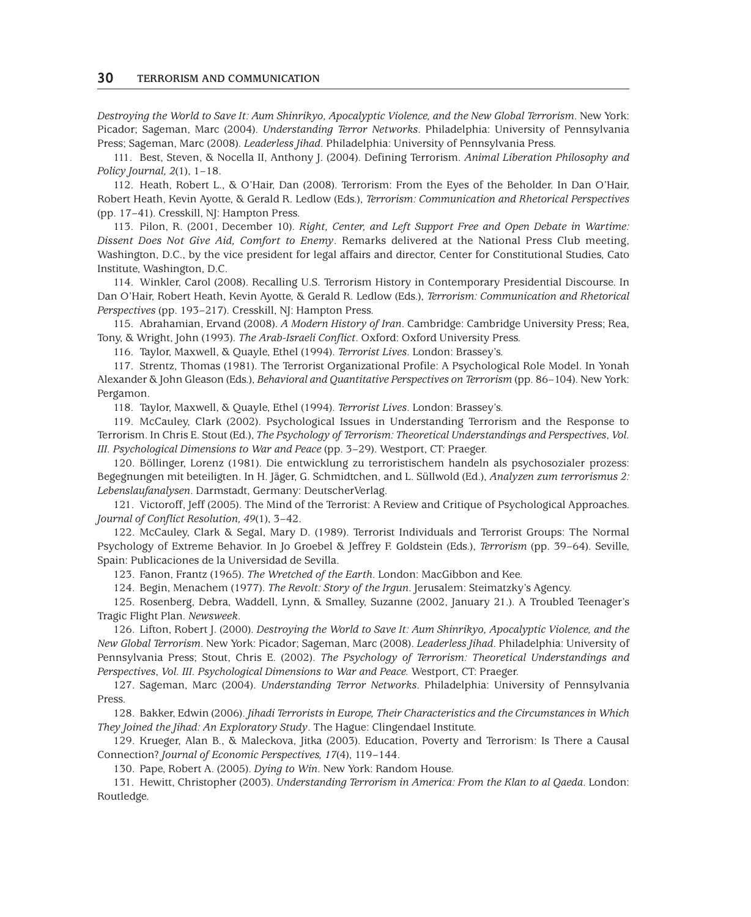*Destroying the World to Save It: Aum Shinrikyo, Apocalyptic Violence, and the New Global Terrorism*. New York: Picador; Sageman, Marc (2004). *Understanding Terror Networks*. Philadelphia: University of Pennsylvania Press; Sageman, Marc (2008). *Leaderless Jihad*. Philadelphia: University of Pennsylvania Press.

111. Best, Steven, & Nocella II, Anthony J. (2004). Defining Terrorism. *Animal Liberation Philosophy and Policy Journal, 2*(1), 1–18.

112. Heath, Robert L., & O'Hair, Dan (2008). Terrorism: From the Eyes of the Beholder. In Dan O'Hair, Robert Heath, Kevin Ayotte, & Gerald R. Ledlow (Eds.), *Terrorism: Communication and Rhetorical Perspectives* (pp. 17–41). Cresskill, NJ: Hampton Press.

113. Pilon, R. (2001, December 10). *Right, Center, and Left Support Free and Open Debate in Wartime: Dissent Does Not Give Aid, Comfort to Enemy*. Remarks delivered at the National Press Club meeting, Washington, D.C., by the vice president for legal affairs and director, Center for Constitutional Studies, Cato Institute, Washington, D.C.

114. Winkler, Carol (2008). Recalling U.S. Terrorism History in Contemporary Presidential Discourse. In Dan O'Hair, Robert Heath, Kevin Ayotte, & Gerald R. Ledlow (Eds.), *Terrorism: Communication and Rhetorical Perspectives* (pp. 193–217). Cresskill, NJ: Hampton Press.

115. Abrahamian, Ervand (2008). *A Modern History of Iran*. Cambridge: Cambridge University Press; Rea, Tony, & Wright, John (1993). *The Arab-Israeli Conflict*. Oxford: Oxford University Press.

116. Taylor, Maxwell, & Quayle, Ethel (1994). *Terrorist Lives*. London: Brassey's.

117. Strentz, Thomas (1981). The Terrorist Organizational Profile: A Psychological Role Model. In Yonah Alexander & John Gleason (Eds.), *Behavioral and Quantitative Perspectives on Terrorism* (pp. 86–104). New York: Pergamon.

118. Taylor, Maxwell, & Quayle, Ethel (1994). *Terrorist Lives*. London: Brassey's.

119. McCauley, Clark (2002). Psychological Issues in Understanding Terrorism and the Response to Terrorism. In Chris E. Stout (Ed.), *The Psychology of Terrorism: Theoretical Understandings and Perspectives*, *Vol. III. Psychological Dimensions to War and Peace* (pp. 3–29). Westport, CT: Praeger.

120. Böllinger, Lorenz (1981). Die entwicklung zu terroristischem handeln als psychosozialer prozess: Begegnungen mit beteiligten. In H. Jäger, G. Schmidtchen, and L. Süllwold (Ed.), *Analyzen zum terrorismus 2: Lebenslaufanalysen*. Darmstadt, Germany: DeutscherVerlag.

121. Victoroff, Jeff (2005). The Mind of the Terrorist: A Review and Critique of Psychological Approaches. *Journal of Conflict Resolution, 49*(1), 3–42.

122. McCauley, Clark & Segal, Mary D. (1989). Terrorist Individuals and Terrorist Groups: The Normal Psychology of Extreme Behavior. In Jo Groebel & Jeffrey F. Goldstein (Eds.), *Terrorism* (pp. 39–64). Seville, Spain: Publicaciones de la Universidad de Sevilla.

123. Fanon, Frantz (1965). *The Wretched of the Earth*. London: MacGibbon and Kee.

124. Begin, Menachem (1977). *The Revolt: Story of the Irgun*. Jerusalem: Steimatzky's Agency.

125. Rosenberg, Debra, Waddell, Lynn, & Smalley, Suzanne (2002, January 21.). A Troubled Teenager's Tragic Flight Plan. *Newsweek*.

126. Lifton, Robert J. (2000). *Destroying the World to Save It: Aum Shinrikyo, Apocalyptic Violence, and the New Global Terrorism*. New York: Picador; Sageman, Marc (2008). *Leaderless Jihad*. Philadelphia: University of Pennsylvania Press; Stout, Chris E. (2002). *The Psychology of Terrorism: Theoretical Understandings and Perspectives*, *Vol. III. Psychological Dimensions to War and Peace.* Westport, CT: Praeger.

127. Sageman, Marc (2004). *Understanding Terror Networks*. Philadelphia: University of Pennsylvania Press.

128. Bakker, Edwin (2006). *Jihadi Terrorists in Europe, Their Characteristics and the Circumstances in Which They Joined the Jihad: An Exploratory Study*. The Hague: Clingendael Institute.

129. Krueger, Alan B., & Maleckova, Jitka (2003). Education, Poverty and Terrorism: Is There a Causal Connection? *Journal of Economic Perspectives, 17*(4), 119–144.

130. Pape, Robert A. (2005). *Dying to Win*. New York: Random House.

131. Hewitt, Christopher (2003). *Understanding Terrorism in America: From the Klan to al Qaeda*. London: Routledge.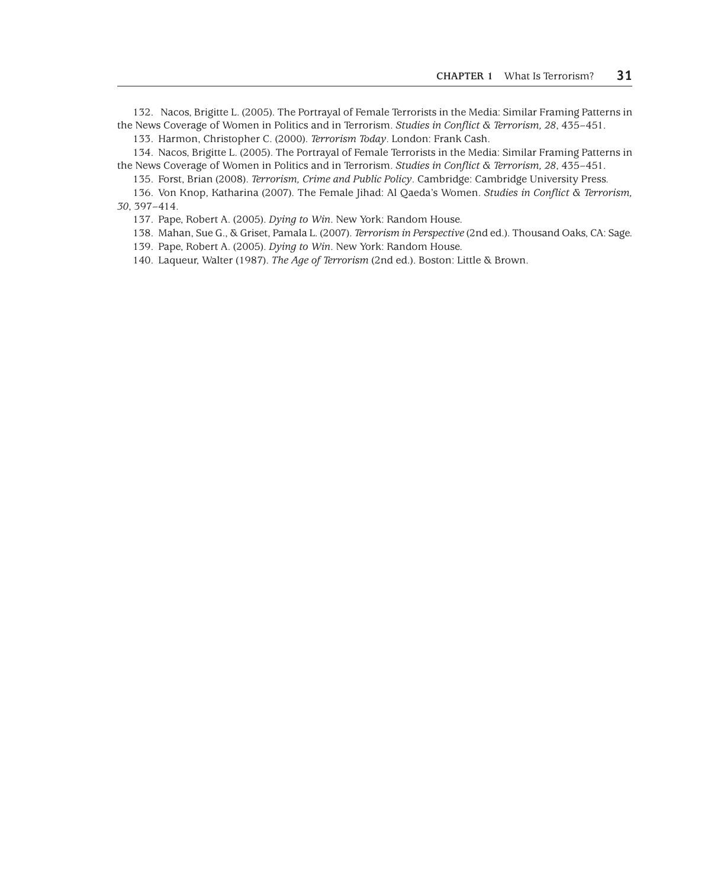132. Nacos, Brigitte L. (2005). The Portrayal of Female Terrorists in the Media: Similar Framing Patterns in the News Coverage of Women in Politics and in Terrorism. *Studies in Conflict & Terrorism, 28*, 435–451.

133. Harmon, Christopher C. (2000). *Terrorism Today*. London: Frank Cash.

134. Nacos, Brigitte L. (2005). The Portrayal of Female Terrorists in the Media: Similar Framing Patterns in the News Coverage of Women in Politics and in Terrorism. *Studies in Conflict & Terrorism, 28*, 435–451.

135. Forst, Brian (2008). *Terrorism, Crime and Public Policy*. Cambridge: Cambridge University Press.

136. Von Knop, Katharina (2007). The Female Jihad: Al Qaeda's Women. *Studies in Conflict & Terrorism, 30*, 397–414.

137. Pape, Robert A. (2005). *Dying to Win*. New York: Random House.

138. Mahan, Sue G., & Griset, Pamala L. (2007). *Terrorism in Perspective* (2nd ed.). Thousand Oaks, CA: Sage.

139. Pape, Robert A. (2005). *Dying to Win*. New York: Random House.

140. Laqueur, Walter (1987). *The Age of Terrorism* (2nd ed.). Boston: Little & Brown.